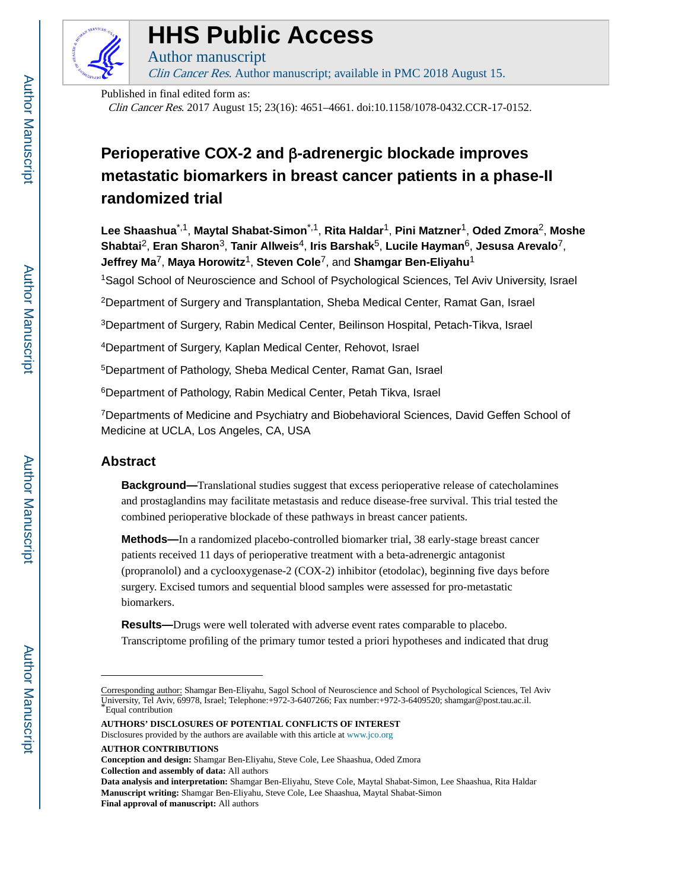# HHS Public Access

Author manuscript

*Clin Cancer Res*. Author manuscript; available in PMC 2018 August 15.

Published in final edited form as:

*Clin Cancer Res*. 2017 August 15; 23(16): 4651–4661. doi:10.1158/1078-0432.CCR-17-0152.

# Perioperative COX-2 and β-adrenergic blockade improves metastatic biomarkers in breast cancer patients in a phase-II randomized trial

**Lee Shaashua**[*,1], **Maytal Shabat-Simon**[*,1], **Rita Haldar**[1], **Pini Matzner**[1], **Oded Zmora**[2], **Moshe Shabtai**[2], **Eran Sharon**[3], **Tanir Allweis**[4], **Iris Barshak**[5], **Lucile Hayman**[6], **Jesusa Arevalo**[7], **Jeffrey Ma**[7], **Maya Horowitz**[1], **Steven Cole**[7], and **Shamgar Ben-Eliyahu**[1]

[1]Sagol School of Neuroscience and School of Psychological Sciences, Tel Aviv University, Israel

[2]Department of Surgery and Transplantation, Sheba Medical Center, Ramat Gan, Israel

[3]Department of Surgery, Rabin Medical Center, Beilinson Hospital, Petach-Tikva, Israel

[4]Department of Surgery, Kaplan Medical Center, Rehovot, Israel

[5]Department of Pathology, Sheba Medical Center, Ramat Gan, Israel

[6]Department of Pathology, Rabin Medical Center, Petah Tikva, Israel

[7]Departments of Medicine and Psychiatry and Biobehavioral Sciences, David Geffen School of Medicine at UCLA, Los Angeles, CA, USA

## Abstract

**Background—**Translational studies suggest that excess perioperative release of catecholamines and prostaglandins may facilitate metastasis and reduce disease-free survival. This trial tested the combined perioperative blockade of these pathways in breast cancer patients.

**Methods—**In a randomized placebo-controlled biomarker trial, 38 early-stage breast cancer patients received 11 days of perioperative treatment with a beta-adrenergic antagonist (propranolol) and a cyclooxygenase-2 (COX-2) inhibitor (etodolac), beginning five days before surgery. Excised tumors and sequential blood samples were assessed for pro-metastatic biomarkers.

**Results—**Drugs were well tolerated with adverse event rates comparable to placebo. Transcriptome profiling of the primary tumor tested a priori hypotheses and indicated that drug

---

Corresponding author: Shamgar Ben-Eliyahu, Sagol School of Neuroscience and School of Psychological Sciences, Tel Aviv University, Tel Aviv, 69978, Israel; Telephone:+972-3-6407266; Fax number:+972-3-6409520; shamgar@post.tau.ac.il.

*Equal contribution

**AUTHORS' DISCLOSURES OF POTENTIAL CONFLICTS OF INTEREST**

Disclosures provided by the authors are available with this article at www.jco.org

**AUTHOR CONTRIBUTIONS**

**Conception and design:** Shamgar Ben-Eliyahu, Steve Cole, Lee Shaashua, Oded Zmora

**Collection and assembly of data:** All authors

**Data analysis and interpretation:** Shamgar Ben-Eliyahu, Steve Cole, Maytal Shabat-Simon, Lee Shaashua, Rita Haldar

**Manuscript writing:** Shamgar Ben-Eliyahu, Steve Cole, Lee Shaashua, Maytal Shabat-Simon

**Final approval of manuscript:** All authors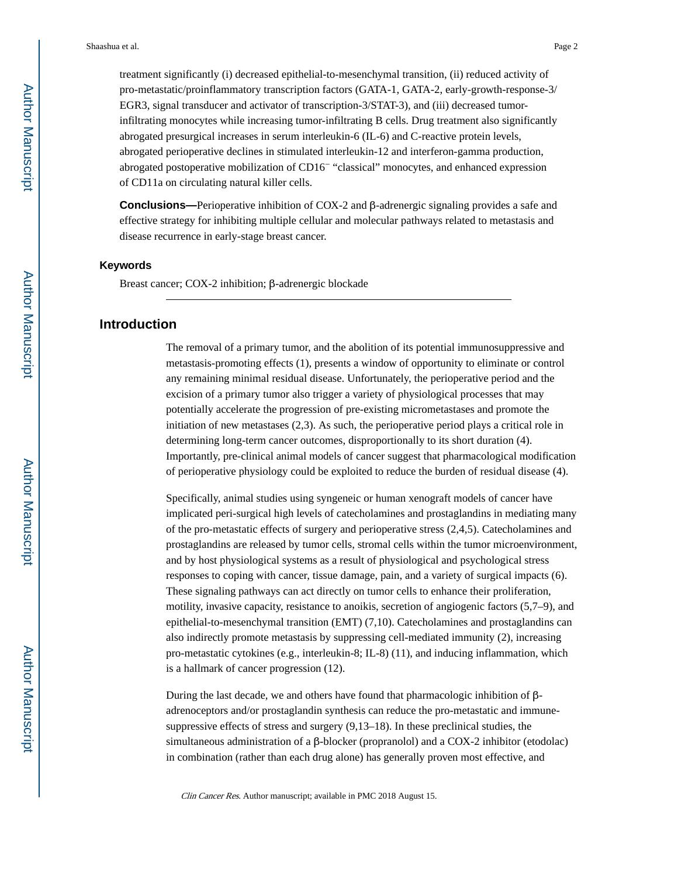treatment significantly (i) decreased epithelial-to-mesenchymal transition, (ii) reduced activity of pro-metastatic/proinflammatory transcription factors (GATA-1, GATA-2, early-growth-response-3/EGR3, signal transducer and activator of transcription-3/STAT-3), and (iii) decreased tumor-infiltrating monocytes while increasing tumor-infiltrating B cells. Drug treatment also significantly abrogated presurgical increases in serum interleukin-6 (IL-6) and C-reactive protein levels, abrogated perioperative declines in stimulated interleukin-12 and interferon-gamma production, abrogated postoperative mobilization of $CD16^{-}$ "classical" monocytes, and enhanced expression of CD11a on circulating natural killer cells.

**Conclusions—**Perioperative inhibition of COX-2 and β-adrenergic signaling provides a safe and effective strategy for inhibiting multiple cellular and molecular pathways related to metastasis and disease recurrence in early-stage breast cancer.

### Keywords

Breast cancer; COX-2 inhibition; β-adrenergic blockade

## Introduction

The removal of a primary tumor, and the abolition of its potential immunosuppressive and metastasis-promoting effects (1), presents a window of opportunity to eliminate or control any remaining minimal residual disease. Unfortunately, the perioperative period and the excision of a primary tumor also trigger a variety of physiological processes that may potentially accelerate the progression of pre-existing micrometastases and promote the initiation of new metastases (2,3). As such, the perioperative period plays a critical role in determining long-term cancer outcomes, disproportionally to its short duration (4). Importantly, pre-clinical animal models of cancer suggest that pharmacological modification of perioperative physiology could be exploited to reduce the burden of residual disease (4).

Specifically, animal studies using syngeneic or human xenograft models of cancer have implicated peri-surgical high levels of catecholamines and prostaglandins in mediating many of the pro-metastatic effects of surgery and perioperative stress (2,4,5). Catecholamines and prostaglandins are released by tumor cells, stromal cells within the tumor microenvironment, and by host physiological systems as a result of physiological and psychological stress responses to coping with cancer, tissue damage, pain, and a variety of surgical impacts (6). These signaling pathways can act directly on tumor cells to enhance their proliferation, motility, invasive capacity, resistance to anoikis, secretion of angiogenic factors (5,7–9), and epithelial-to-mesenchymal transition (EMT) (7,10). Catecholamines and prostaglandins can also indirectly promote metastasis by suppressing cell-mediated immunity (2), increasing pro-metastatic cytokines (e.g., interleukin-8; IL-8) (11), and inducing inflammation, which is a hallmark of cancer progression (12).

During the last decade, we and others have found that pharmacologic inhibition of β-adrenoceptors and/or prostaglandin synthesis can reduce the pro-metastatic and immune-suppressive effects of stress and surgery (9,13–18). In these preclinical studies, the simultaneous administration of a β-blocker (propranolol) and a COX-2 inhibitor (etodolac) in combination (rather than each drug alone) has generally proven most effective, and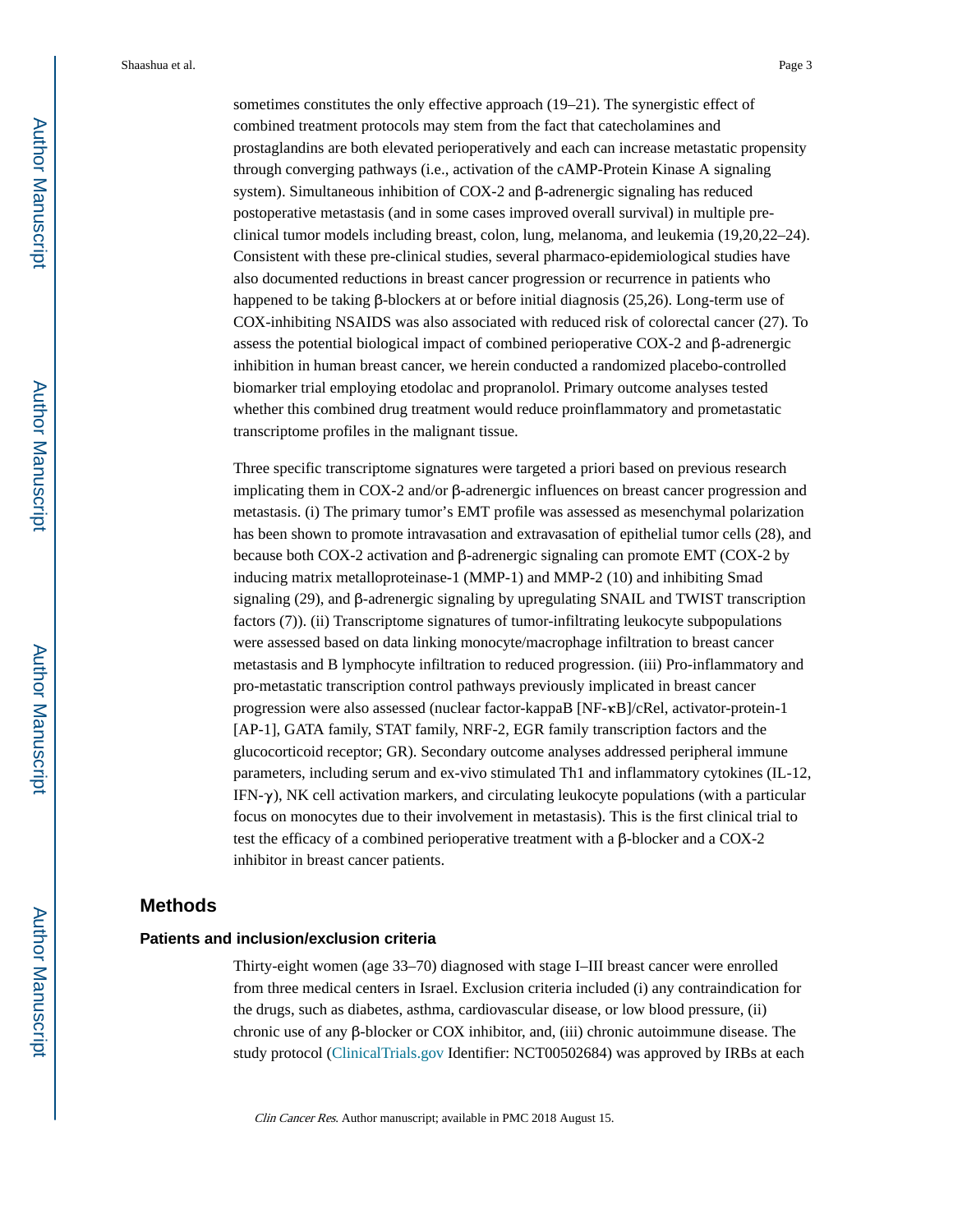sometimes constitutes the only effective approach (19–21). The synergistic effect of combined treatment protocols may stem from the fact that catecholamines and prostaglandins are both elevated perioperatively and each can increase metastatic propensity through converging pathways (i.e., activation of the cAMP-Protein Kinase A signaling system). Simultaneous inhibition of COX-2 and β-adrenergic signaling has reduced postoperative metastasis (and in some cases improved overall survival) in multiple pre-clinical tumor models including breast, colon, lung, melanoma, and leukemia (19,20,22–24). Consistent with these pre-clinical studies, several pharmaco-epidemiological studies have also documented reductions in breast cancer progression or recurrence in patients who happened to be taking β-blockers at or before initial diagnosis (25,26). Long-term use of COX-inhibiting NSAIDS was also associated with reduced risk of colorectal cancer (27). To assess the potential biological impact of combined perioperative COX-2 and β-adrenergic inhibition in human breast cancer, we herein conducted a randomized placebo-controlled biomarker trial employing etodolac and propranolol. Primary outcome analyses tested whether this combined drug treatment would reduce proinflammatory and prometastatic transcriptome profiles in the malignant tissue.

Three specific transcriptome signatures were targeted a priori based on previous research implicating them in COX-2 and/or β-adrenergic influences on breast cancer progression and metastasis. (i) The primary tumor's EMT profile was assessed as mesenchymal polarization has been shown to promote intravasation and extravasation of epithelial tumor cells (28), and because both COX-2 activation and β-adrenergic signaling can promote EMT (COX-2 by inducing matrix metalloproteinase-1 (MMP-1) and MMP-2 (10) and inhibiting Smad signaling (29), and β-adrenergic signaling by upregulating SNAIL and TWIST transcription factors (7)). (ii) Transcriptome signatures of tumor-infiltrating leukocyte subpopulations were assessed based on data linking monocyte/macrophage infiltration to breast cancer metastasis and B lymphocyte infiltration to reduced progression. (iii) Pro-inflammatory and pro-metastatic transcription control pathways previously implicated in breast cancer progression were also assessed (nuclear factor-kappaB [NF-κB]/cRel, activator-protein-1 [AP-1], GATA family, STAT family, NRF-2, EGR family transcription factors and the glucocorticoid receptor; GR). Secondary outcome analyses addressed peripheral immune parameters, including serum and ex-vivo stimulated Th1 and inflammatory cytokines (IL-12, IFN-γ), NK cell activation markers, and circulating leukocyte populations (with a particular focus on monocytes due to their involvement in metastasis). This is the first clinical trial to test the efficacy of a combined perioperative treatment with a β-blocker and a COX-2 inhibitor in breast cancer patients.

## Methods

### Patients and inclusion/exclusion criteria

Thirty-eight women (age 33–70) diagnosed with stage I–III breast cancer were enrolled from three medical centers in Israel. Exclusion criteria included (i) any contraindication for the drugs, such as diabetes, asthma, cardiovascular disease, or low blood pressure, (ii) chronic use of any β-blocker or COX inhibitor, and, (iii) chronic autoimmune disease. The study protocol (ClinicalTrials.gov Identifier: NCT00502684) was approved by IRBs at each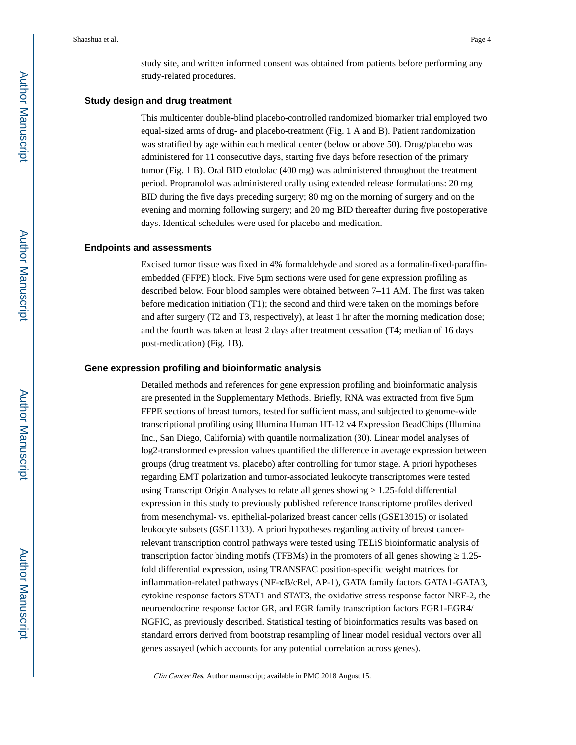study site, and written informed consent was obtained from patients before performing any study-related procedures.

### Study design and drug treatment

This multicenter double-blind placebo-controlled randomized biomarker trial employed two equal-sized arms of drug- and placebo-treatment (Fig. 1 A and B). Patient randomization was stratified by age within each medical center (below or above 50). Drug/placebo was administered for 11 consecutive days, starting five days before resection of the primary tumor (Fig. 1 B). Oral BID etodolac (400 mg) was administered throughout the treatment period. Propranolol was administered orally using extended release formulations: 20 mg BID during the five days preceding surgery; 80 mg on the morning of surgery and on the evening and morning following surgery; and 20 mg BID thereafter during five postoperative days. Identical schedules were used for placebo and medication.

### Endpoints and assessments

Excised tumor tissue was fixed in 4% formaldehyde and stored as a formalin-fixed-paraffin-embedded (FFPE) block. Five 5μm sections were used for gene expression profiling as described below. Four blood samples were obtained between 7–11 AM. The first was taken before medication initiation (T1); the second and third were taken on the mornings before and after surgery (T2 and T3, respectively), at least 1 hr after the morning medication dose; and the fourth was taken at least 2 days after treatment cessation (T4; median of 16 days post-medication) (Fig. 1B).

### Gene expression profiling and bioinformatic analysis

Detailed methods and references for gene expression profiling and bioinformatic analysis are presented in the Supplementary Methods. Briefly, RNA was extracted from five 5μm FFPE sections of breast tumors, tested for sufficient mass, and subjected to genome-wide transcriptional profiling using Illumina Human HT-12 v4 Expression BeadChips (Illumina Inc., San Diego, California) with quantile normalization (30). Linear model analyses of log2-transformed expression values quantified the difference in average expression between groups (drug treatment vs. placebo) after controlling for tumor stage. A priori hypotheses regarding EMT polarization and tumor-associated leukocyte transcriptomes were tested using Transcript Origin Analyses to relate all genes showing $\geq$ 1.25-fold differential expression in this study to previously published reference transcriptome profiles derived from mesenchymal- vs. epithelial-polarized breast cancer cells (GSE13915) or isolated leukocyte subsets (GSE1133). A priori hypotheses regarding activity of breast cancer-relevant transcription control pathways were tested using TELiS bioinformatic analysis of transcription factor binding motifs (TFBMs) in the promoters of all genes showing $\geq$ 1.25-fold differential expression, using TRANSFAC position-specific weight matrices for inflammation-related pathways (NF-κB/cRel, AP-1), GATA family factors GATA1-GATA3, cytokine response factors STAT1 and STAT3, the oxidative stress response factor NRF-2, the neuroendocrine response factor GR, and EGR family transcription factors EGR1-EGR4/NGFIC, as previously described. Statistical testing of bioinformatics results was based on standard errors derived from bootstrap resampling of linear model residual vectors over all genes assayed (which accounts for any potential correlation across genes).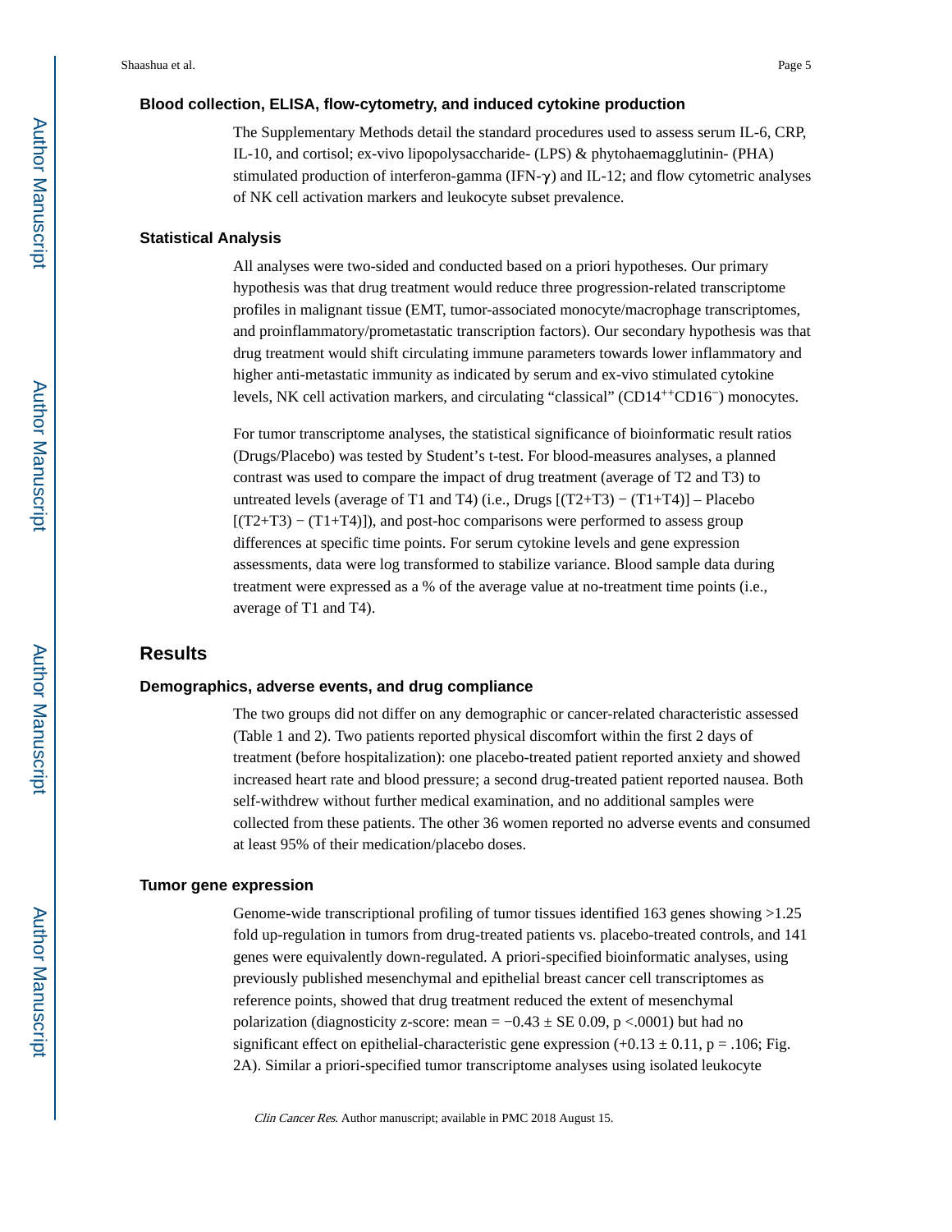### Blood collection, ELISA, flow-cytometry, and induced cytokine production

The Supplementary Methods detail the standard procedures used to assess serum IL-6, CRP, IL-10, and cortisol; ex-vivo lipopolysaccharide- (LPS) & phytohaemagglutinin- (PHA) stimulated production of interferon-gamma (IFN-γ) and IL-12; and flow cytometric analyses of NK cell activation markers and leukocyte subset prevalence.

### Statistical Analysis

All analyses were two-sided and conducted based on a priori hypotheses. Our primary hypothesis was that drug treatment would reduce three progression-related transcriptome profiles in malignant tissue (EMT, tumor-associated monocyte/macrophage transcriptomes, and proinflammatory/prometastatic transcription factors). Our secondary hypothesis was that drug treatment would shift circulating immune parameters towards lower inflammatory and higher anti-metastatic immunity as indicated by serum and ex-vivo stimulated cytokine levels, NK cell activation markers, and circulating "classical" ($CD14^{++}CD16^{-}$) monocytes.

For tumor transcriptome analyses, the statistical significance of bioinformatic result ratios (Drugs/Placebo) was tested by Student's t-test. For blood-measures analyses, a planned contrast was used to compare the impact of drug treatment (average of T2 and T3) to untreated levels (average of T1 and T4) (i.e., Drugs [(T2+T3) − (T1+T4)] – Placebo [(T2+T3) − (T1+T4)]), and post-hoc comparisons were performed to assess group differences at specific time points. For serum cytokine levels and gene expression assessments, data were log transformed to stabilize variance. Blood sample data during treatment were expressed as a % of the average value at no-treatment time points (i.e., average of T1 and T4).

## Results

### Demographics, adverse events, and drug compliance

The two groups did not differ on any demographic or cancer-related characteristic assessed (Table 1 and 2). Two patients reported physical discomfort within the first 2 days of treatment (before hospitalization): one placebo-treated patient reported anxiety and showed increased heart rate and blood pressure; a second drug-treated patient reported nausea. Both self-withdrew without further medical examination, and no additional samples were collected from these patients. The other 36 women reported no adverse events and consumed at least 95% of their medication/placebo doses.

### Tumor gene expression

Genome-wide transcriptional profiling of tumor tissues identified 163 genes showing >1.25 fold up-regulation in tumors from drug-treated patients vs. placebo-treated controls, and 141 genes were equivalently down-regulated. A priori-specified bioinformatic analyses, using previously published mesenchymal and epithelial breast cancer cell transcriptomes as reference points, showed that drug treatment reduced the extent of mesenchymal polarization (diagnosticity z-score: mean = $-0.43 \pm$ SE 0.09, $p < .0001$) but had no significant effect on epithelial-characteristic gene expression ($+0.13 \pm 0.11$, $p = .106$; Fig. 2A). Similar a priori-specified tumor transcriptome analyses using isolated leukocyte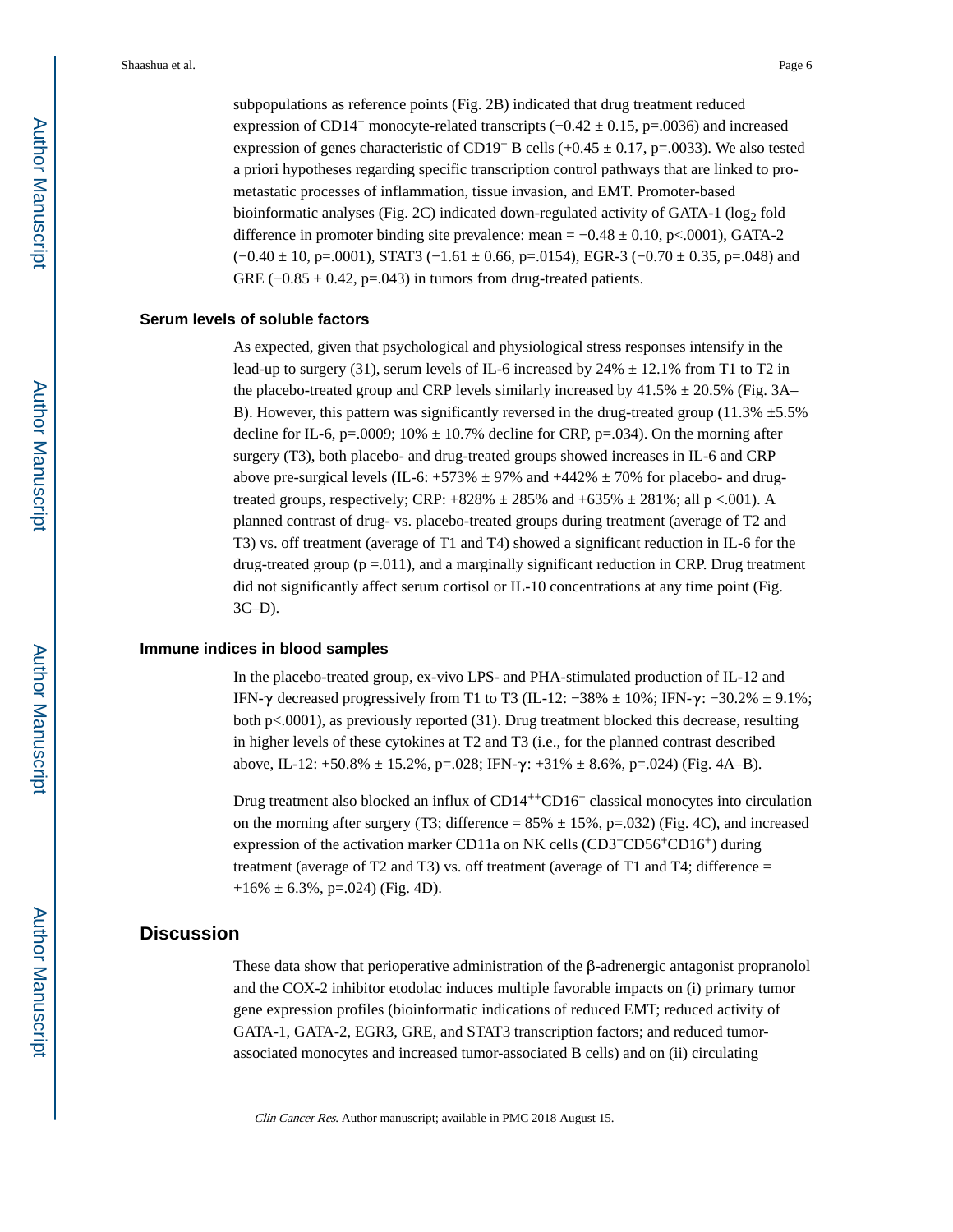subpopulations as reference points (Fig. 2B) indicated that drug treatment reduced expression of $CD14^+$ monocyte-related transcripts (−0.42 ± 0.15, p=.0036) and increased expression of genes characteristic of $CD19^+$ B cells (+0.45 ± 0.17, p=.0033). We also tested a priori hypotheses regarding specific transcription control pathways that are linked to pro-metastatic processes of inflammation, tissue invasion, and EMT. Promoter-based bioinformatic analyses (Fig. 2C) indicated down-regulated activity of GATA-1 ($\log_2$ fold difference in promoter binding site prevalence: mean = −0.48 ± 0.10, p<.0001), GATA-2 (−0.40 ± 10, p=.0001), STAT3 (−1.61 ± 0.66, p=.0154), EGR-3 (−0.70 ± 0.35, p=.048) and GRE (−0.85 ± 0.42, p=.043) in tumors from drug-treated patients.

### Serum levels of soluble factors

As expected, given that psychological and physiological stress responses intensify in the lead-up to surgery (31), serum levels of IL-6 increased by 24% ± 12.1% from T1 to T2 in the placebo-treated group and CRP levels similarly increased by 41.5% ± 20.5% (Fig. 3A–B). However, this pattern was significantly reversed in the drug-treated group (11.3% ±5.5% decline for IL-6, p=.0009; 10% ± 10.7% decline for CRP, p=.034). On the morning after surgery (T3), both placebo- and drug-treated groups showed increases in IL-6 and CRP above pre-surgical levels (IL-6: +573% ± 97% and +442% ± 70% for placebo- and drug-treated groups, respectively; CRP: +828% ± 285% and +635% ± 281%; all p <.001). A planned contrast of drug- vs. placebo-treated groups during treatment (average of T2 and T3) vs. off treatment (average of T1 and T4) showed a significant reduction in IL-6 for the drug-treated group (p =.011), and a marginally significant reduction in CRP. Drug treatment did not significantly affect serum cortisol or IL-10 concentrations at any time point (Fig. 3C–D).

### Immune indices in blood samples

In the placebo-treated group, ex-vivo LPS- and PHA-stimulated production of IL-12 and IFN-γ decreased progressively from T1 to T3 (IL-12: −38% ± 10%; IFN-γ: −30.2% ± 9.1%; both p<.0001), as previously reported (31). Drug treatment blocked this decrease, resulting in higher levels of these cytokines at T2 and T3 (i.e., for the planned contrast described above, IL-12: +50.8% ± 15.2%, p=.028; IFN-γ: +31% ± 8.6%, p=.024) (Fig. 4A–B).

Drug treatment also blocked an influx of $CD14^{++}CD16^-$ classical monocytes into circulation on the morning after surgery (T3; difference = 85% ± 15%, p=.032) (Fig. 4C), and increased expression of the activation marker CD11a on NK cells ($CD3^-CD56^+CD16^+$) during treatment (average of T2 and T3) vs. off treatment (average of T1 and T4; difference = +16% ± 6.3%, p=.024) (Fig. 4D).

## Discussion

These data show that perioperative administration of the β-adrenergic antagonist propranolol and the COX-2 inhibitor etodolac induces multiple favorable impacts on (i) primary tumor gene expression profiles (bioinformatic indications of reduced EMT; reduced activity of GATA-1, GATA-2, EGR3, GRE, and STAT3 transcription factors; and reduced tumor-associated monocytes and increased tumor-associated B cells) and on (ii) circulating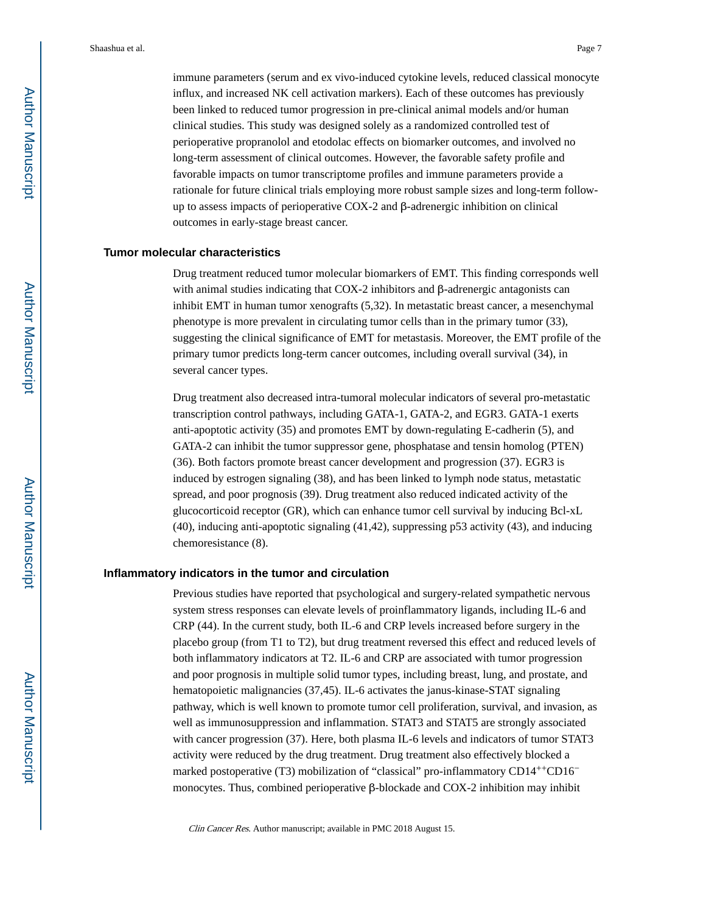immune parameters (serum and ex vivo-induced cytokine levels, reduced classical monocyte influx, and increased NK cell activation markers). Each of these outcomes has previously been linked to reduced tumor progression in pre-clinical animal models and/or human clinical studies. This study was designed solely as a randomized controlled test of perioperative propranolol and etodolac effects on biomarker outcomes, and involved no long-term assessment of clinical outcomes. However, the favorable safety profile and favorable impacts on tumor transcriptome profiles and immune parameters provide a rationale for future clinical trials employing more robust sample sizes and long-term follow-up to assess impacts of perioperative COX-2 and β-adrenergic inhibition on clinical outcomes in early-stage breast cancer.

### Tumor molecular characteristics

Drug treatment reduced tumor molecular biomarkers of EMT. This finding corresponds well with animal studies indicating that COX-2 inhibitors and β-adrenergic antagonists can inhibit EMT in human tumor xenografts (5,32). In metastatic breast cancer, a mesenchymal phenotype is more prevalent in circulating tumor cells than in the primary tumor (33), suggesting the clinical significance of EMT for metastasis. Moreover, the EMT profile of the primary tumor predicts long-term cancer outcomes, including overall survival (34), in several cancer types.

Drug treatment also decreased intra-tumoral molecular indicators of several pro-metastatic transcription control pathways, including GATA-1, GATA-2, and EGR3. GATA-1 exerts anti-apoptotic activity (35) and promotes EMT by down-regulating E-cadherin (5), and GATA-2 can inhibit the tumor suppressor gene, phosphatase and tensin homolog (PTEN) (36). Both factors promote breast cancer development and progression (37). EGR3 is induced by estrogen signaling (38), and has been linked to lymph node status, metastatic spread, and poor prognosis (39). Drug treatment also reduced indicated activity of the glucocorticoid receptor (GR), which can enhance tumor cell survival by inducing Bcl-xL (40), inducing anti-apoptotic signaling (41,42), suppressing p53 activity (43), and inducing chemoresistance (8).

### Inflammatory indicators in the tumor and circulation

Previous studies have reported that psychological and surgery-related sympathetic nervous system stress responses can elevate levels of proinflammatory ligands, including IL-6 and CRP (44). In the current study, both IL-6 and CRP levels increased before surgery in the placebo group (from T1 to T2), but drug treatment reversed this effect and reduced levels of both inflammatory indicators at T2. IL-6 and CRP are associated with tumor progression and poor prognosis in multiple solid tumor types, including breast, lung, and prostate, and hematopoietic malignancies (37,45). IL-6 activates the janus-kinase-STAT signaling pathway, which is well known to promote tumor cell proliferation, survival, and invasion, as well as immunosuppression and inflammation. STAT3 and STAT5 are strongly associated with cancer progression (37). Here, both plasma IL-6 levels and indicators of tumor STAT3 activity were reduced by the drug treatment. Drug treatment also effectively blocked a marked postoperative (T3) mobilization of "classical" pro-inflammatory $CD14^{++}CD16^{-}$ monocytes. Thus, combined perioperative β-blockade and COX-2 inhibition may inhibit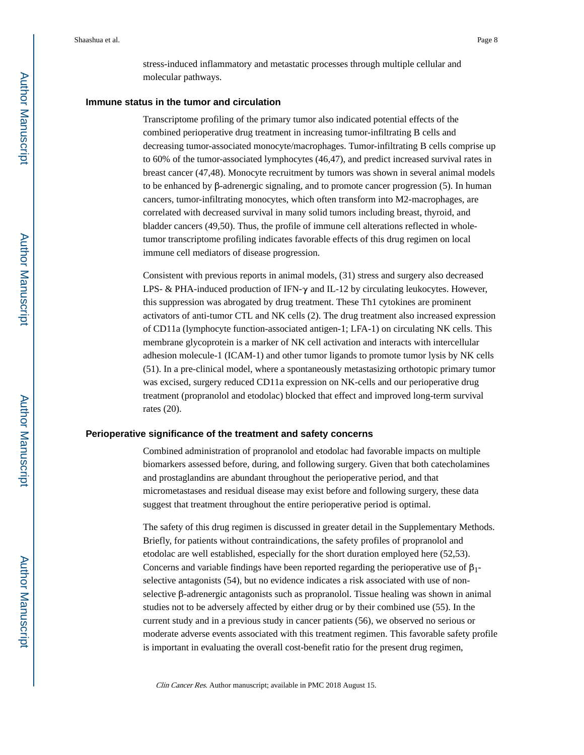stress-induced inflammatory and metastatic processes through multiple cellular and molecular pathways.

### Immune status in the tumor and circulation

Transcriptome profiling of the primary tumor also indicated potential effects of the combined perioperative drug treatment in increasing tumor-infiltrating B cells and decreasing tumor-associated monocyte/macrophages. Tumor-infiltrating B cells comprise up to 60% of the tumor-associated lymphocytes (46,47), and predict increased survival rates in breast cancer (47,48). Monocyte recruitment by tumors was shown in several animal models to be enhanced by β-adrenergic signaling, and to promote cancer progression (5). In human cancers, tumor-infiltrating monocytes, which often transform into M2-macrophages, are correlated with decreased survival in many solid tumors including breast, thyroid, and bladder cancers (49,50). Thus, the profile of immune cell alterations reflected in whole-tumor transcriptome profiling indicates favorable effects of this drug regimen on local immune cell mediators of disease progression.

Consistent with previous reports in animal models, (31) stress and surgery also decreased LPS- & PHA-induced production of IFN-γ and IL-12 by circulating leukocytes. However, this suppression was abrogated by drug treatment. These Th1 cytokines are prominent activators of anti-tumor CTL and NK cells (2). The drug treatment also increased expression of CD11a (lymphocyte function-associated antigen-1; LFA-1) on circulating NK cells. This membrane glycoprotein is a marker of NK cell activation and interacts with intercellular adhesion molecule-1 (ICAM-1) and other tumor ligands to promote tumor lysis by NK cells (51). In a pre-clinical model, where a spontaneously metastasizing orthotopic primary tumor was excised, surgery reduced CD11a expression on NK-cells and our perioperative drug treatment (propranolol and etodolac) blocked that effect and improved long-term survival rates (20).

### Perioperative significance of the treatment and safety concerns

Combined administration of propranolol and etodolac had favorable impacts on multiple biomarkers assessed before, during, and following surgery. Given that both catecholamines and prostaglandins are abundant throughout the perioperative period, and that micrometastases and residual disease may exist before and following surgery, these data suggest that treatment throughout the entire perioperative period is optimal.

The safety of this drug regimen is discussed in greater detail in the Supplementary Methods. Briefly, for patients without contraindications, the safety profiles of propranolol and etodolac are well established, especially for the short duration employed here (52,53). Concerns and variable findings have been reported regarding the perioperative use of $\beta_1$-selective antagonists (54), but no evidence indicates a risk associated with use of non-selective β-adrenergic antagonists such as propranolol. Tissue healing was shown in animal studies not to be adversely affected by either drug or by their combined use (55). In the current study and in a previous study in cancer patients (56), we observed no serious or moderate adverse events associated with this treatment regimen. This favorable safety profile is important in evaluating the overall cost-benefit ratio for the present drug regimen,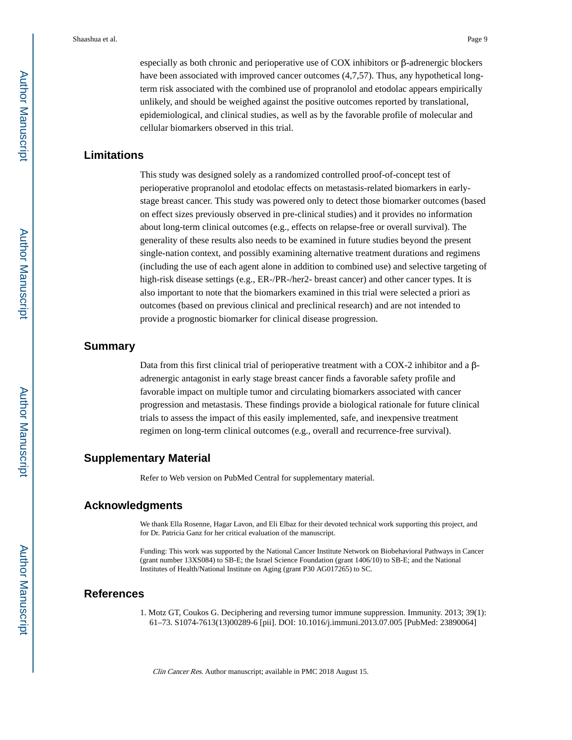especially as both chronic and perioperative use of COX inhibitors or β-adrenergic blockers have been associated with improved cancer outcomes (4,7,57). Thus, any hypothetical long-term risk associated with the combined use of propranolol and etodolac appears empirically unlikely, and should be weighed against the positive outcomes reported by translational, epidemiological, and clinical studies, as well as by the favorable profile of molecular and cellular biomarkers observed in this trial.

## Limitations

This study was designed solely as a randomized controlled proof-of-concept test of perioperative propranolol and etodolac effects on metastasis-related biomarkers in early-stage breast cancer. This study was powered only to detect those biomarker outcomes (based on effect sizes previously observed in pre-clinical studies) and it provides no information about long-term clinical outcomes (e.g., effects on relapse-free or overall survival). The generality of these results also needs to be examined in future studies beyond the present single-nation context, and possibly examining alternative treatment durations and regimens (including the use of each agent alone in addition to combined use) and selective targeting of high-risk disease settings (e.g., ER-/PR-/her2- breast cancer) and other cancer types. It is also important to note that the biomarkers examined in this trial were selected a priori as outcomes (based on previous clinical and preclinical research) and are not intended to provide a prognostic biomarker for clinical disease progression.

## Summary

Data from this first clinical trial of perioperative treatment with a COX-2 inhibitor and a β-adrenergic antagonist in early stage breast cancer finds a favorable safety profile and favorable impact on multiple tumor and circulating biomarkers associated with cancer progression and metastasis. These findings provide a biological rationale for future clinical trials to assess the impact of this easily implemented, safe, and inexpensive treatment regimen on long-term clinical outcomes (e.g., overall and recurrence-free survival).

## Supplementary Material

Refer to Web version on PubMed Central for supplementary material.

## Acknowledgments

We thank Ella Rosenne, Hagar Lavon, and Eli Elbaz for their devoted technical work supporting this project, and for Dr. Patricia Ganz for her critical evaluation of the manuscript.

Funding: This work was supported by the National Cancer Institute Network on Biobehavioral Pathways in Cancer (grant number 13XS084) to SB-E; the Israel Science Foundation (grant 1406/10) to SB-E; and the National Institutes of Health/National Institute on Aging (grant P30 AG017265) to SC.

## References

1. Motz GT, Coukos G. Deciphering and reversing tumor immune suppression. Immunity. 2013; 39(1): 61–73. S1074-7613(13)00289-6 [pii]. DOI: 10.1016/j.immuni.2013.07.005 [PubMed: 23890064]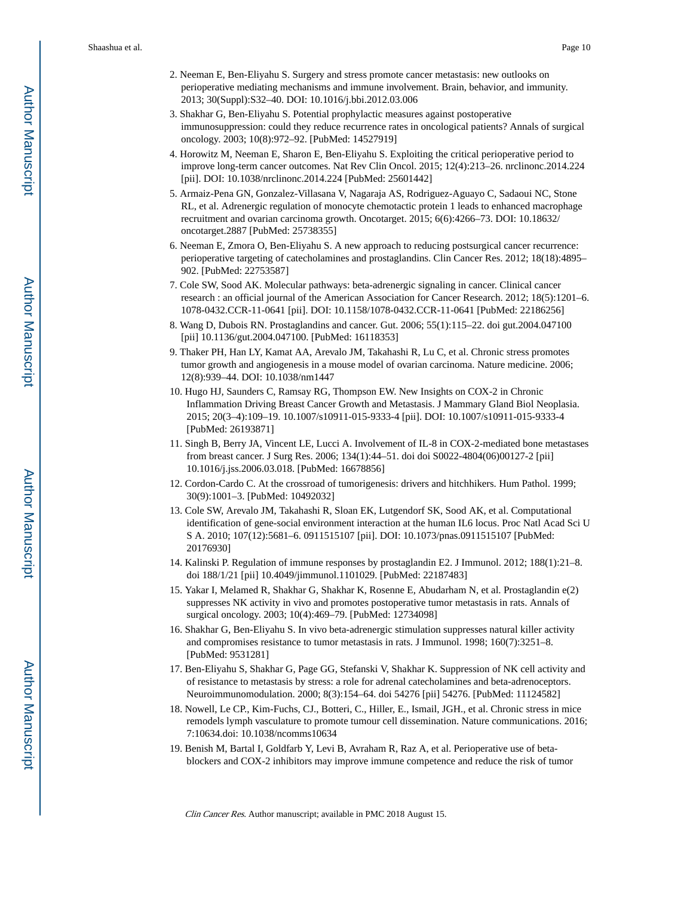2. Neeman E, Ben-Eliyahu S. Surgery and stress promote cancer metastasis: new outlooks on perioperative mediating mechanisms and immune involvement. Brain, behavior, and immunity. 2013; 30(Suppl):S32–40. DOI: 10.1016/j.bbi.2012.03.006
3. Shakhar G, Ben-Eliyahu S. Potential prophylactic measures against postoperative immunosuppression: could they reduce recurrence rates in oncological patients? Annals of surgical oncology. 2003; 10(8):972–92. [PubMed: 14527919]
4. Horowitz M, Neeman E, Sharon E, Ben-Eliyahu S. Exploiting the critical perioperative period to improve long-term cancer outcomes. Nat Rev Clin Oncol. 2015; 12(4):213–26. nrclinonc.2014.224 [pii]. DOI: 10.1038/nrclinonc.2014.224 [PubMed: 25601442]
5. Armaiz-Pena GN, Gonzalez-Villasana V, Nagaraja AS, Rodriguez-Aguayo C, Sadaoui NC, Stone RL, et al. Adrenergic regulation of monocyte chemotactic protein 1 leads to enhanced macrophage recruitment and ovarian carcinoma growth. Oncotarget. 2015; 6(6):4266–73. DOI: 10.18632/oncotarget.2887 [PubMed: 25738355]
6. Neeman E, Zmora O, Ben-Eliyahu S. A new approach to reducing postsurgical cancer recurrence: perioperative targeting of catecholamines and prostaglandins. Clin Cancer Res. 2012; 18(18):4895–902. [PubMed: 22753587]
7. Cole SW, Sood AK. Molecular pathways: beta-adrenergic signaling in cancer. Clinical cancer research : an official journal of the American Association for Cancer Research. 2012; 18(5):1201–6. 1078-0432.CCR-11-0641 [pii]. DOI: 10.1158/1078-0432.CCR-11-0641 [PubMed: 22186256]
8. Wang D, Dubois RN. Prostaglandins and cancer. Gut. 2006; 55(1):115–22. doi gut.2004.047100 [pii] 10.1136/gut.2004.047100. [PubMed: 16118353]
9. Thaker PH, Han LY, Kamat AA, Arevalo JM, Takahashi R, Lu C, et al. Chronic stress promotes tumor growth and angiogenesis in a mouse model of ovarian carcinoma. Nature medicine. 2006; 12(8):939–44. DOI: 10.1038/nm1447
10. Hugo HJ, Saunders C, Ramsay RG, Thompson EW. New Insights on COX-2 in Chronic Inflammation Driving Breast Cancer Growth and Metastasis. J Mammary Gland Biol Neoplasia. 2015; 20(3–4):109–19. 10.1007/s10911-015-9333-4 [pii]. DOI: 10.1007/s10911-015-9333-4 [PubMed: 26193871]
11. Singh B, Berry JA, Vincent LE, Lucci A. Involvement of IL-8 in COX-2-mediated bone metastases from breast cancer. J Surg Res. 2006; 134(1):44–51. doi doi S0022-4804(06)00127-2 [pii] 10.1016/j.jss.2006.03.018. [PubMed: 16678856]
12. Cordon-Cardo C. At the crossroad of tumorigenesis: drivers and hitchhikers. Hum Pathol. 1999; 30(9):1001–3. [PubMed: 10492032]
13. Cole SW, Arevalo JM, Takahashi R, Sloan EK, Lutgendorf SK, Sood AK, et al. Computational identification of gene-social environment interaction at the human IL6 locus. Proc Natl Acad Sci U S A. 2010; 107(12):5681–6. 0911515107 [pii]. DOI: 10.1073/pnas.0911515107 [PubMed: 20176930]
14. Kalinski P. Regulation of immune responses by prostaglandin E2. J Immunol. 2012; 188(1):21–8. doi 188/1/21 [pii] 10.4049/jimmunol.1101029. [PubMed: 22187483]
15. Yakar I, Melamed R, Shakhar G, Shakhar K, Rosenne E, Abudarham N, et al. Prostaglandin e(2) suppresses NK activity in vivo and promotes postoperative tumor metastasis in rats. Annals of surgical oncology. 2003; 10(4):469–79. [PubMed: 12734098]
16. Shakhar G, Ben-Eliyahu S. In vivo beta-adrenergic stimulation suppresses natural killer activity and compromises resistance to tumor metastasis in rats. J Immunol. 1998; 160(7):3251–8. [PubMed: 9531281]
17. Ben-Eliyahu S, Shakhar G, Page GG, Stefanski V, Shakhar K. Suppression of NK cell activity and of resistance to metastasis by stress: a role for adrenal catecholamines and beta-adrenoceptors. Neuroimmunomodulation. 2000; 8(3):154–64. doi 54276 [pii] 54276. [PubMed: 11124582]
18. Nowell, Le CP., Kim-Fuchs, CJ., Botteri, C., Hiller, E., Ismail, JGH., et al. Chronic stress in mice remodels lymph vasculature to promote tumour cell dissemination. Nature communications. 2016; 7:10634.doi: 10.1038/ncomms10634
19. Benish M, Bartal I, Goldfarb Y, Levi B, Avraham R, Raz A, et al. Perioperative use of beta-blockers and COX-2 inhibitors may improve immune competence and reduce the risk of tumor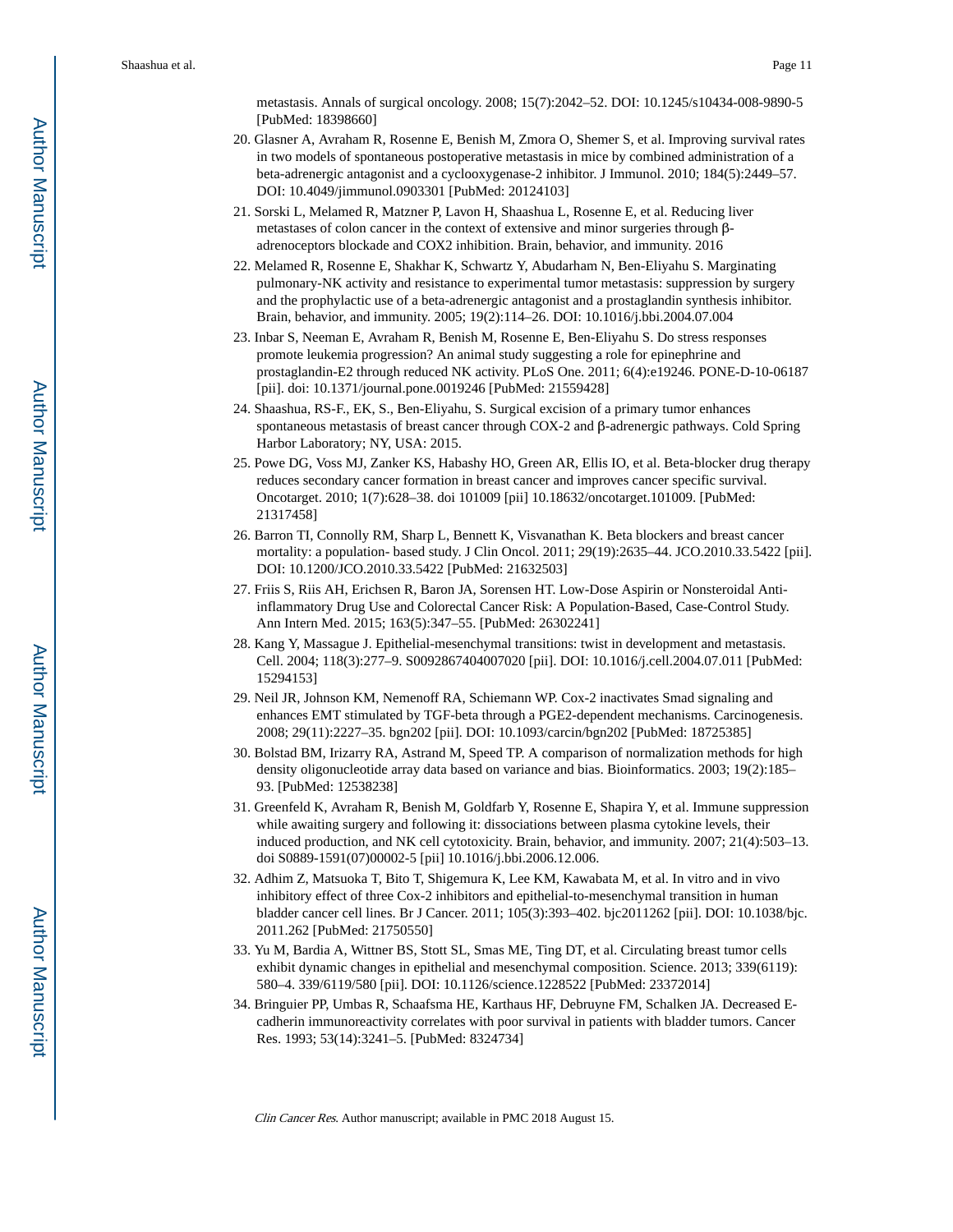metastasis. Annals of surgical oncology. 2008; 15(7):2042–52. DOI: 10.1245/s10434-008-9890-5 [PubMed: 18398660]

20. Glasner A, Avraham R, Rosenne E, Benish M, Zmora O, Shemer S, et al. Improving survival rates in two models of spontaneous postoperative metastasis in mice by combined administration of a beta-adrenergic antagonist and a cyclooxygenase-2 inhibitor. J Immunol. 2010; 184(5):2449–57. DOI: 10.4049/jimmunol.0903301 [PubMed: 20124103]
21. Sorski L, Melamed R, Matzner P, Lavon H, Shaashua L, Rosenne E, et al. Reducing liver metastases of colon cancer in the context of extensive and minor surgeries through β-adrenoceptors blockade and COX2 inhibition. Brain, behavior, and immunity. 2016
22. Melamed R, Rosenne E, Shakhar K, Schwartz Y, Abudarham N, Ben-Eliyahu S. Marginating pulmonary-NK activity and resistance to experimental tumor metastasis: suppression by surgery and the prophylactic use of a beta-adrenergic antagonist and a prostaglandin synthesis inhibitor. Brain, behavior, and immunity. 2005; 19(2):114–26. DOI: 10.1016/j.bbi.2004.07.004
23. Inbar S, Neeman E, Avraham R, Benish M, Rosenne E, Ben-Eliyahu S. Do stress responses promote leukemia progression? An animal study suggesting a role for epinephrine and prostaglandin-E2 through reduced NK activity. PLoS One. 2011; 6(4):e19246. PONE-D-10-06187 [pii]. doi: 10.1371/journal.pone.0019246 [PubMed: 21559428]
24. Shaashua, RS-F., EK, S., Ben-Eliyahu, S. Surgical excision of a primary tumor enhances spontaneous metastasis of breast cancer through COX-2 and β-adrenergic pathways. Cold Spring Harbor Laboratory; NY, USA: 2015.
25. Powe DG, Voss MJ, Zanker KS, Habashy HO, Green AR, Ellis IO, et al. Beta-blocker drug therapy reduces secondary cancer formation in breast cancer and improves cancer specific survival. Oncotarget. 2010; 1(7):628–38. doi 101009 [pii] 10.18632/oncotarget.101009. [PubMed: 21317458]
26. Barron TI, Connolly RM, Sharp L, Bennett K, Visvanathan K. Beta blockers and breast cancer mortality: a population- based study. J Clin Oncol. 2011; 29(19):2635–44. JCO.2010.33.5422 [pii]. DOI: 10.1200/JCO.2010.33.5422 [PubMed: 21632503]
27. Friis S, Riis AH, Erichsen R, Baron JA, Sorensen HT. Low-Dose Aspirin or Nonsteroidal Anti-inflammatory Drug Use and Colorectal Cancer Risk: A Population-Based, Case-Control Study. Ann Intern Med. 2015; 163(5):347–55. [PubMed: 26302241]
28. Kang Y, Massague J. Epithelial-mesenchymal transitions: twist in development and metastasis. Cell. 2004; 118(3):277–9. S0092867404007020 [pii]. DOI: 10.1016/j.cell.2004.07.011 [PubMed: 15294153]
29. Neil JR, Johnson KM, Nemenoff RA, Schiemann WP. Cox-2 inactivates Smad signaling and enhances EMT stimulated by TGF-beta through a PGE2-dependent mechanisms. Carcinogenesis. 2008; 29(11):2227–35. bgn202 [pii]. DOI: 10.1093/carcin/bgn202 [PubMed: 18725385]
30. Bolstad BM, Irizarry RA, Astrand M, Speed TP. A comparison of normalization methods for high density oligonucleotide array data based on variance and bias. Bioinformatics. 2003; 19(2):185–93. [PubMed: 12538238]
31. Greenfeld K, Avraham R, Benish M, Goldfarb Y, Rosenne E, Shapira Y, et al. Immune suppression while awaiting surgery and following it: dissociations between plasma cytokine levels, their induced production, and NK cell cytotoxicity. Brain, behavior, and immunity. 2007; 21(4):503–13. doi S0889-1591(07)00002-5 [pii] 10.1016/j.bbi.2006.12.006.
32. Adhim Z, Matsuoka T, Bito T, Shigemura K, Lee KM, Kawabata M, et al. In vitro and in vivo inhibitory effect of three Cox-2 inhibitors and epithelial-to-mesenchymal transition in human bladder cancer cell lines. Br J Cancer. 2011; 105(3):393–402. bjc2011262 [pii]. DOI: 10.1038/bjc.2011.262 [PubMed: 21750550]
33. Yu M, Bardia A, Wittner BS, Stott SL, Smas ME, Ting DT, et al. Circulating breast tumor cells exhibit dynamic changes in epithelial and mesenchymal composition. Science. 2013; 339(6119): 580–4. 339/6119/580 [pii]. DOI: 10.1126/science.1228522 [PubMed: 23372014]
34. Bringuier PP, Umbas R, Schaafsma HE, Karthaus HF, Debruyne FM, Schalken JA. Decreased E-cadherin immunoreactivity correlates with poor survival in patients with bladder tumors. Cancer Res. 1993; 53(14):3241–5. [PubMed: 8324734]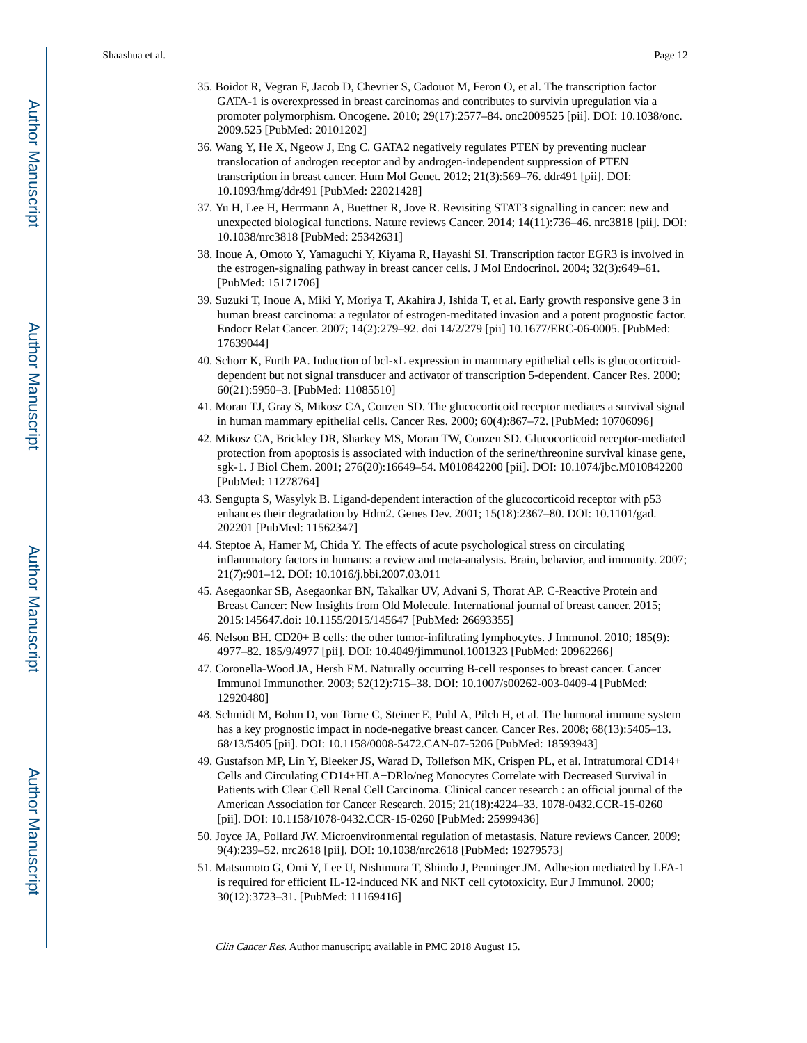35. Boidot R, Vegran F, Jacob D, Chevrier S, Cadouot M, Feron O, et al. The transcription factor GATA-1 is overexpressed in breast carcinomas and contributes to survivin upregulation via a promoter polymorphism. Oncogene. 2010; 29(17):2577–84. onc2009525 [pii]. DOI: 10.1038/onc.2009.525 [PubMed: 20101202]
36. Wang Y, He X, Ngeow J, Eng C. GATA2 negatively regulates PTEN by preventing nuclear translocation of androgen receptor and by androgen-independent suppression of PTEN transcription in breast cancer. Hum Mol Genet. 2012; 21(3):569–76. ddr491 [pii]. DOI: 10.1093/hmg/ddr491 [PubMed: 22021428]
37. Yu H, Lee H, Herrmann A, Buettner R, Jove R. Revisiting STAT3 signalling in cancer: new and unexpected biological functions. Nature reviews Cancer. 2014; 14(11):736–46. nrc3818 [pii]. DOI: 10.1038/nrc3818 [PubMed: 25342631]
38. Inoue A, Omoto Y, Yamaguchi Y, Kiyama R, Hayashi SI. Transcription factor EGR3 is involved in the estrogen-signaling pathway in breast cancer cells. J Mol Endocrinol. 2004; 32(3):649–61. [PubMed: 15171706]
39. Suzuki T, Inoue A, Miki Y, Moriya T, Akahira J, Ishida T, et al. Early growth responsive gene 3 in human breast carcinoma: a regulator of estrogen-meditated invasion and a potent prognostic factor. Endocr Relat Cancer. 2007; 14(2):279–92. doi 14/2/279 [pii] 10.1677/ERC-06-0005. [PubMed: 17639044]
40. Schorr K, Furth PA. Induction of bcl-xL expression in mammary epithelial cells is glucocorticoid-dependent but not signal transducer and activator of transcription 5-dependent. Cancer Res. 2000; 60(21):5950–3. [PubMed: 11085510]
41. Moran TJ, Gray S, Mikosz CA, Conzen SD. The glucocorticoid receptor mediates a survival signal in human mammary epithelial cells. Cancer Res. 2000; 60(4):867–72. [PubMed: 10706096]
42. Mikosz CA, Brickley DR, Sharkey MS, Moran TW, Conzen SD. Glucocorticoid receptor-mediated protection from apoptosis is associated with induction of the serine/threonine survival kinase gene, sgk-1. J Biol Chem. 2001; 276(20):16649–54. M010842200 [pii]. DOI: 10.1074/jbc.M010842200 [PubMed: 11278764]
43. Sengupta S, Wasylyk B. Ligand-dependent interaction of the glucocorticoid receptor with p53 enhances their degradation by Hdm2. Genes Dev. 2001; 15(18):2367–80. DOI: 10.1101/gad.202201 [PubMed: 11562347]
44. Steptoe A, Hamer M, Chida Y. The effects of acute psychological stress on circulating inflammatory factors in humans: a review and meta-analysis. Brain, behavior, and immunity. 2007; 21(7):901–12. DOI: 10.1016/j.bbi.2007.03.011
45. Asegaonkar SB, Asegaonkar BN, Takalkar UV, Advani S, Thorat AP. C-Reactive Protein and Breast Cancer: New Insights from Old Molecule. International journal of breast cancer. 2015; 2015:145647.doi: 10.1155/2015/145647 [PubMed: 26693355]
46. Nelson BH. CD20+ B cells: the other tumor-infiltrating lymphocytes. J Immunol. 2010; 185(9):4977–82. 185/9/4977 [pii]. DOI: 10.4049/jimmunol.1001323 [PubMed: 20962266]
47. Coronella-Wood JA, Hersh EM. Naturally occurring B-cell responses to breast cancer. Cancer Immunol Immunother. 2003; 52(12):715–38. DOI: 10.1007/s00262-003-0409-4 [PubMed: 12920480]
48. Schmidt M, Bohm D, von Torne C, Steiner E, Puhl A, Pilch H, et al. The humoral immune system has a key prognostic impact in node-negative breast cancer. Cancer Res. 2008; 68(13):5405–13. 68/13/5405 [pii]. DOI: 10.1158/0008-5472.CAN-07-5206 [PubMed: 18593943]
49. Gustafson MP, Lin Y, Bleeker JS, Warad D, Tollefson MK, Crispen PL, et al. Intratumoral CD14+ Cells and Circulating CD14+HLA−DRlo/neg Monocytes Correlate with Decreased Survival in Patients with Clear Cell Renal Cell Carcinoma. Clinical cancer research : an official journal of the American Association for Cancer Research. 2015; 21(18):4224–33. 1078-0432.CCR-15-0260 [pii]. DOI: 10.1158/1078-0432.CCR-15-0260 [PubMed: 25999436]
50. Joyce JA, Pollard JW. Microenvironmental regulation of metastasis. Nature reviews Cancer. 2009; 9(4):239–52. nrc2618 [pii]. DOI: 10.1038/nrc2618 [PubMed: 19279573]
51. Matsumoto G, Omi Y, Lee U, Nishimura T, Shindo J, Penninger JM. Adhesion mediated by LFA-1 is required for efficient IL-12-induced NK and NKT cell cytotoxicity. Eur J Immunol. 2000; 30(12):3723–31. [PubMed: 11169416]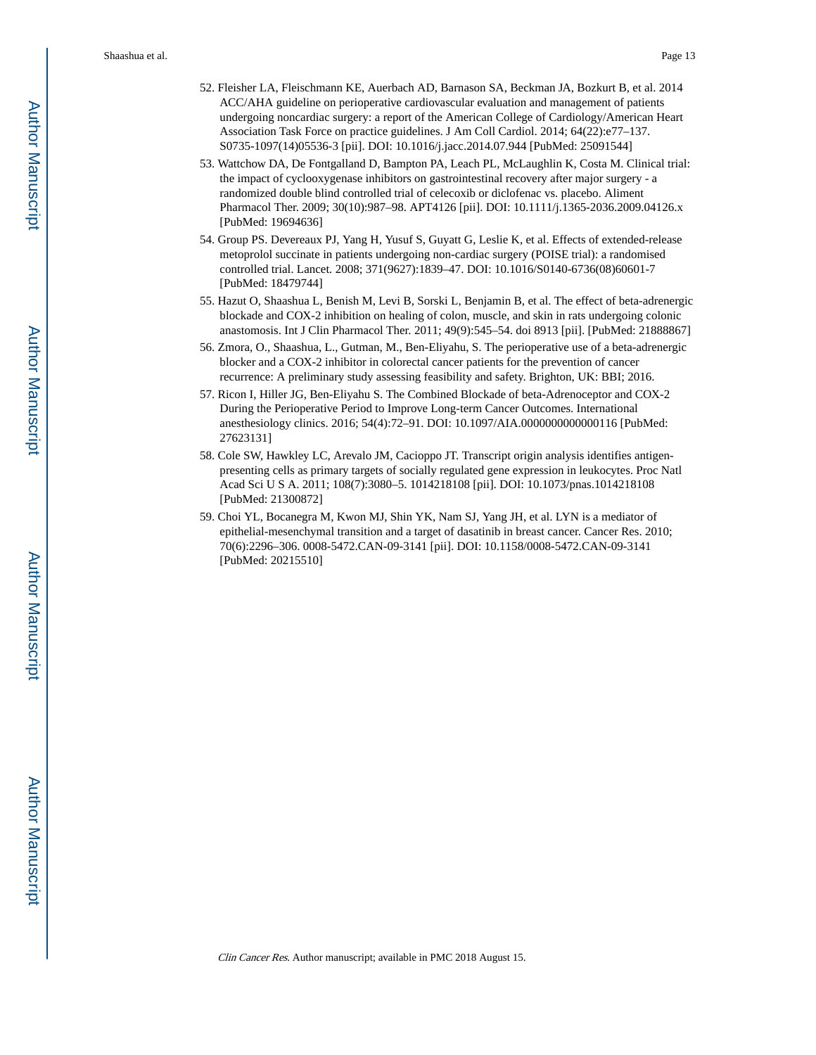52. Fleisher LA, Fleischmann KE, Auerbach AD, Barnason SA, Beckman JA, Bozkurt B, et al. 2014 ACC/AHA guideline on perioperative cardiovascular evaluation and management of patients undergoing noncardiac surgery: a report of the American College of Cardiology/American Heart Association Task Force on practice guidelines. J Am Coll Cardiol. 2014; 64(22):e77–137. S0735-1097(14)05536-3 [pii]. DOI: 10.1016/j.jacc.2014.07.944 [PubMed: 25091544]
53. Wattchow DA, De Fontgalland D, Bampton PA, Leach PL, McLaughlin K, Costa M. Clinical trial: the impact of cyclooxygenase inhibitors on gastrointestinal recovery after major surgery - a randomized double blind controlled trial of celecoxib or diclofenac vs. placebo. Aliment Pharmacol Ther. 2009; 30(10):987–98. APT4126 [pii]. DOI: 10.1111/j.1365-2036.2009.04126.x [PubMed: 19694636]
54. Group PS. Devereaux PJ, Yang H, Yusuf S, Guyatt G, Leslie K, et al. Effects of extended-release metoprolol succinate in patients undergoing non-cardiac surgery (POISE trial): a randomised controlled trial. Lancet. 2008; 371(9627):1839–47. DOI: 10.1016/S0140-6736(08)60601-7 [PubMed: 18479744]
55. Hazut O, Shaashua L, Benish M, Levi B, Sorski L, Benjamin B, et al. The effect of beta-adrenergic blockade and COX-2 inhibition on healing of colon, muscle, and skin in rats undergoing colonic anastomosis. Int J Clin Pharmacol Ther. 2011; 49(9):545–54. doi 8913 [pii]. [PubMed: 21888867]
56. Zmora, O., Shaashua, L., Gutman, M., Ben-Eliyahu, S. The perioperative use of a beta-adrenergic blocker and a COX-2 inhibitor in colorectal cancer patients for the prevention of cancer recurrence: A preliminary study assessing feasibility and safety. Brighton, UK: BBI; 2016.
57. Ricon I, Hiller JG, Ben-Eliyahu S. The Combined Blockade of beta-Adrenoceptor and COX-2 During the Perioperative Period to Improve Long-term Cancer Outcomes. International anesthesiology clinics. 2016; 54(4):72–91. DOI: 10.1097/AIA.0000000000000116 [PubMed: 27623131]
58. Cole SW, Hawkley LC, Arevalo JM, Cacioppo JT. Transcript origin analysis identifies antigen-presenting cells as primary targets of socially regulated gene expression in leukocytes. Proc Natl Acad Sci U S A. 2011; 108(7):3080–5. 1014218108 [pii]. DOI: 10.1073/pnas.1014218108 [PubMed: 21300872]
59. Choi YL, Bocanegra M, Kwon MJ, Shin YK, Nam SJ, Yang JH, et al. LYN is a mediator of epithelial-mesenchymal transition and a target of dasatinib in breast cancer. Cancer Res. 2010; 70(6):2296–306. 0008-5472.CAN-09-3141 [pii]. DOI: 10.1158/0008-5472.CAN-09-3141 [PubMed: 20215510]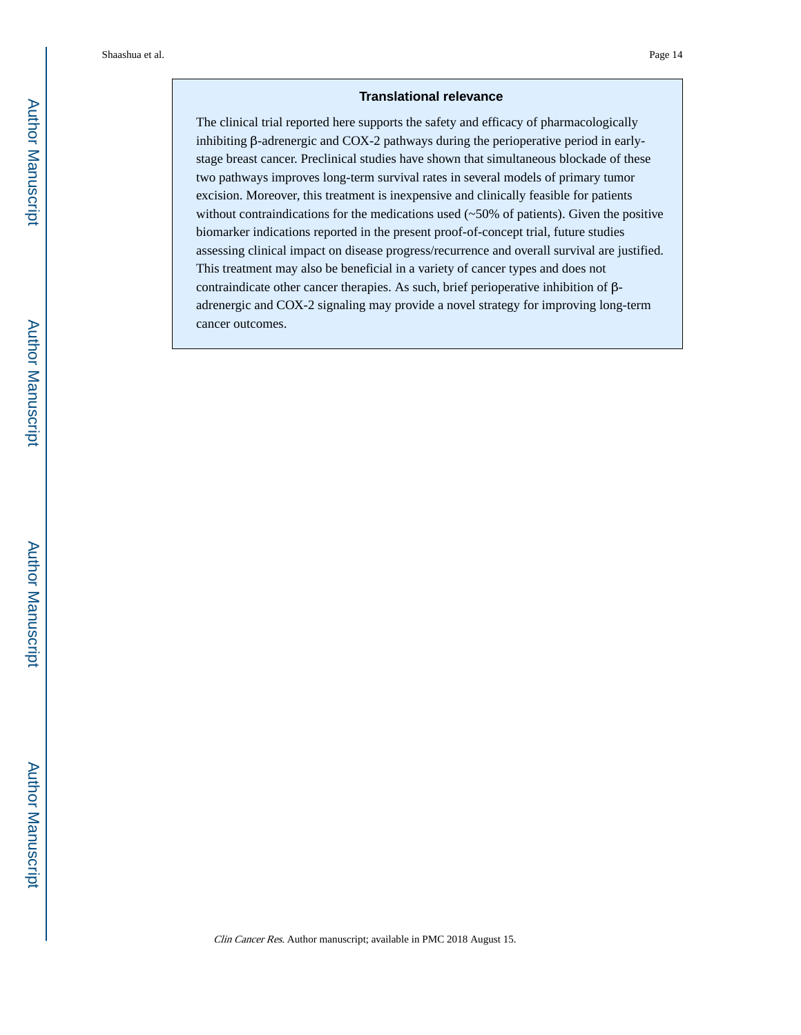## Translational relevance

The clinical trial reported here supports the safety and efficacy of pharmacologically inhibiting β-adrenergic and COX-2 pathways during the perioperative period in early-stage breast cancer. Preclinical studies have shown that simultaneous blockade of these two pathways improves long-term survival rates in several models of primary tumor excision. Moreover, this treatment is inexpensive and clinically feasible for patients without contraindications for the medications used (~50% of patients). Given the positive biomarker indications reported in the present proof-of-concept trial, future studies assessing clinical impact on disease progress/recurrence and overall survival are justified. This treatment may also be beneficial in a variety of cancer types and does not contraindicate other cancer therapies. As such, brief perioperative inhibition of β-adrenergic and COX-2 signaling may provide a novel strategy for improving long-term cancer outcomes.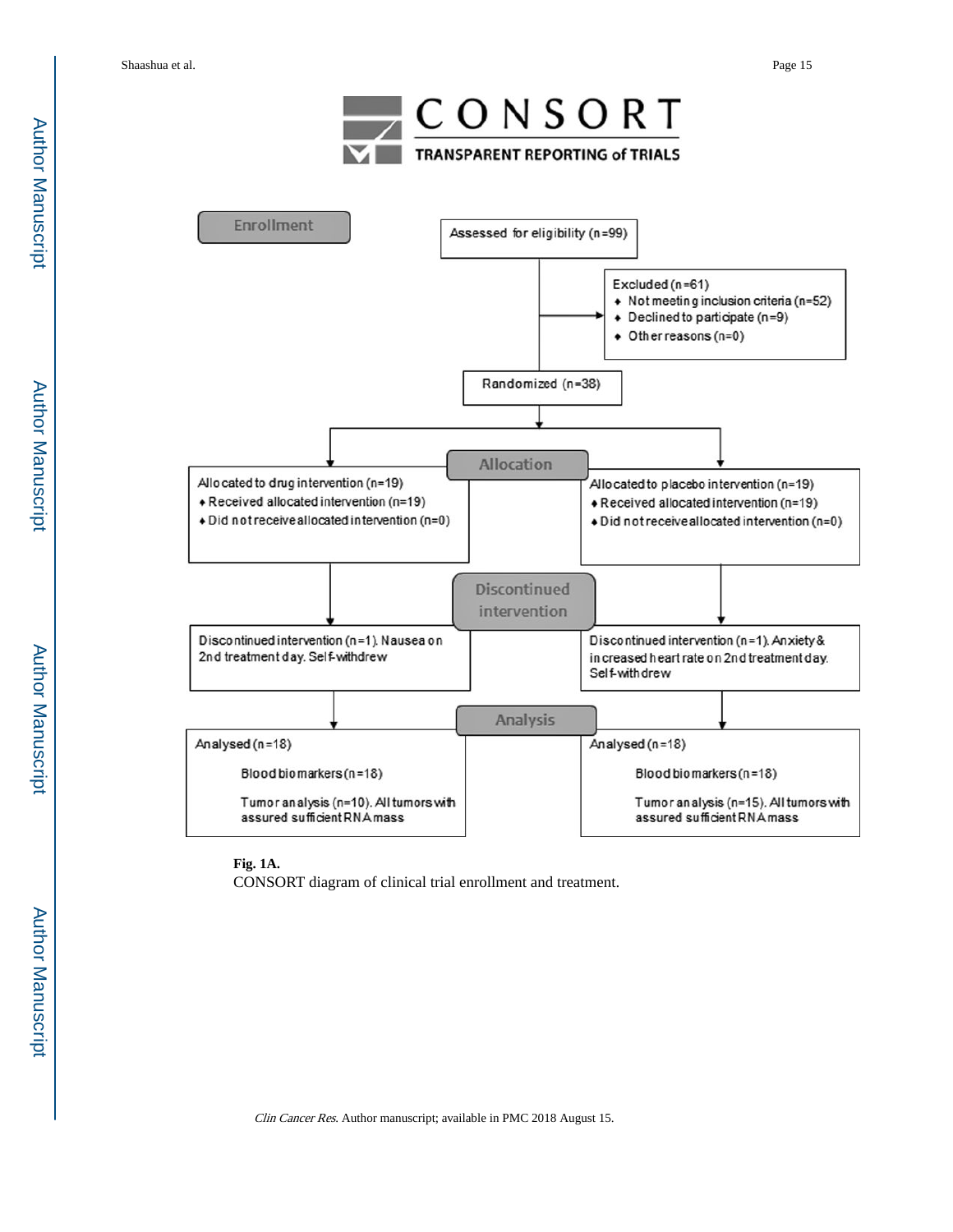# CONSORT

TRANSPARENT REPORTING of TRIALS

**Enrollment**

Assessed for eligibility (n=99)

Excluded (n=61)
- Not meeting inclusion criteria (n=52)
- Declined to participate (n=9)
- Other reasons (n=0)

Randomized (n=38)

**Allocation**

Allocated to drug intervention (n=19)
- Received allocated intervention (n=19)
- Did not receive allocated intervention (n=0)

Allocated to placebo intervention (n=19)
- Received allocated intervention (n=19)
- Did not receive allocated intervention (n=0)

**Discontinued intervention**

Discontinued intervention (n=1). Nausea on 2nd treatment day. Self-withdrew

Discontinued intervention (n=1). Anxiety & increased heart rate on 2nd treatment day. Self-withdrew

**Analysis**

Analysed (n=18)

Blood biomarkers (n=18)

Tumor analysis (n=10). All tumors with assured sufficient RNA mass

Analysed (n=18)

Blood biomarkers (n=18)

Tumor analysis (n=15). All tumors with assured sufficient RNA mass

**Fig. 1A.**

CONSORT diagram of clinical trial enrollment and treatment.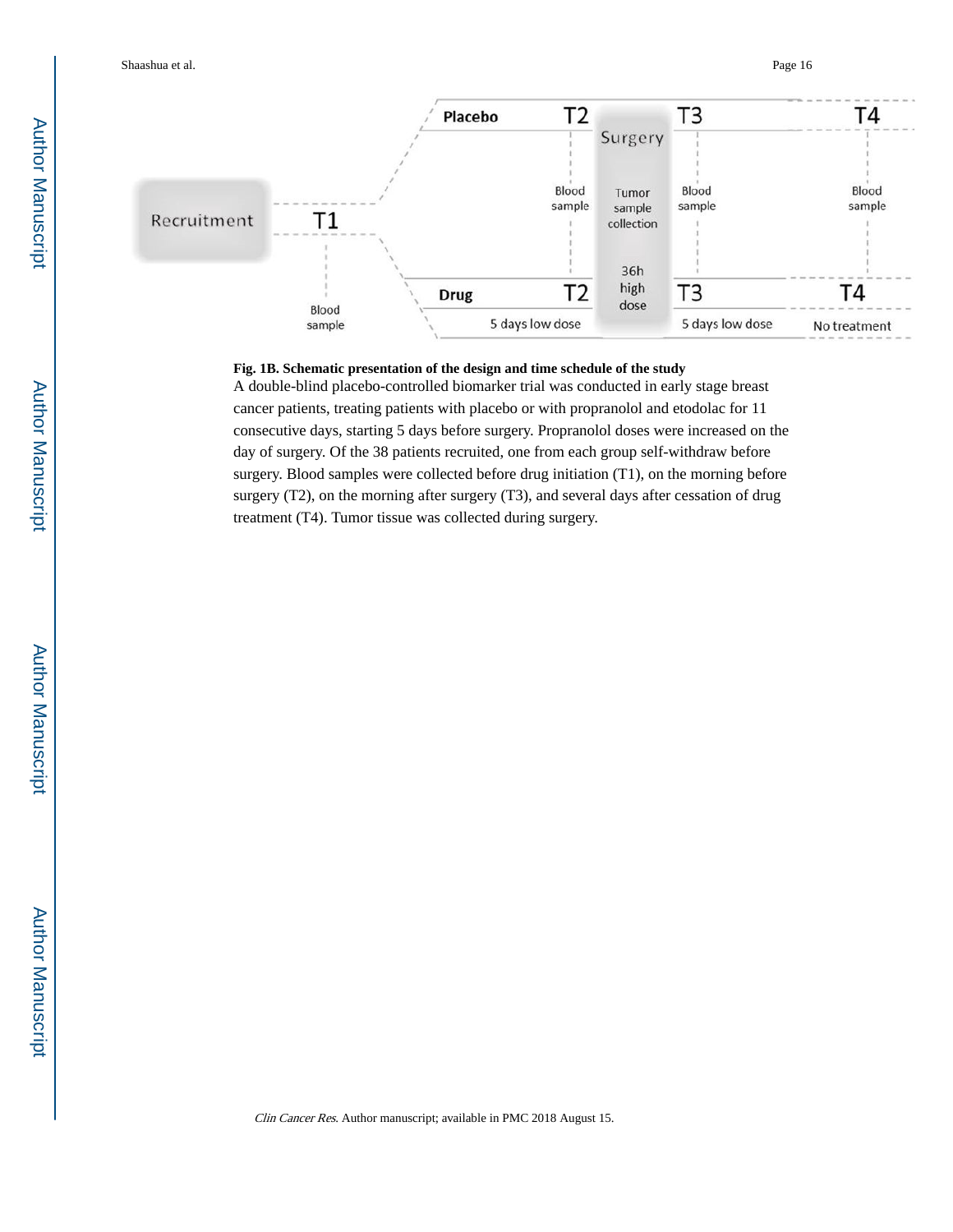**Fig. 1B. Schematic presentation of the design and time schedule of the study**

A double-blind placebo-controlled biomarker trial was conducted in early stage breast cancer patients, treating patients with placebo or with propranolol and etodolac for 11 consecutive days, starting 5 days before surgery. Propranolol doses were increased on the day of surgery. Of the 38 patients recruited, one from each group self-withdraw before surgery. Blood samples were collected before drug initiation (T1), on the morning before surgery (T2), on the morning after surgery (T3), and several days after cessation of drug treatment (T4). Tumor tissue was collected during surgery.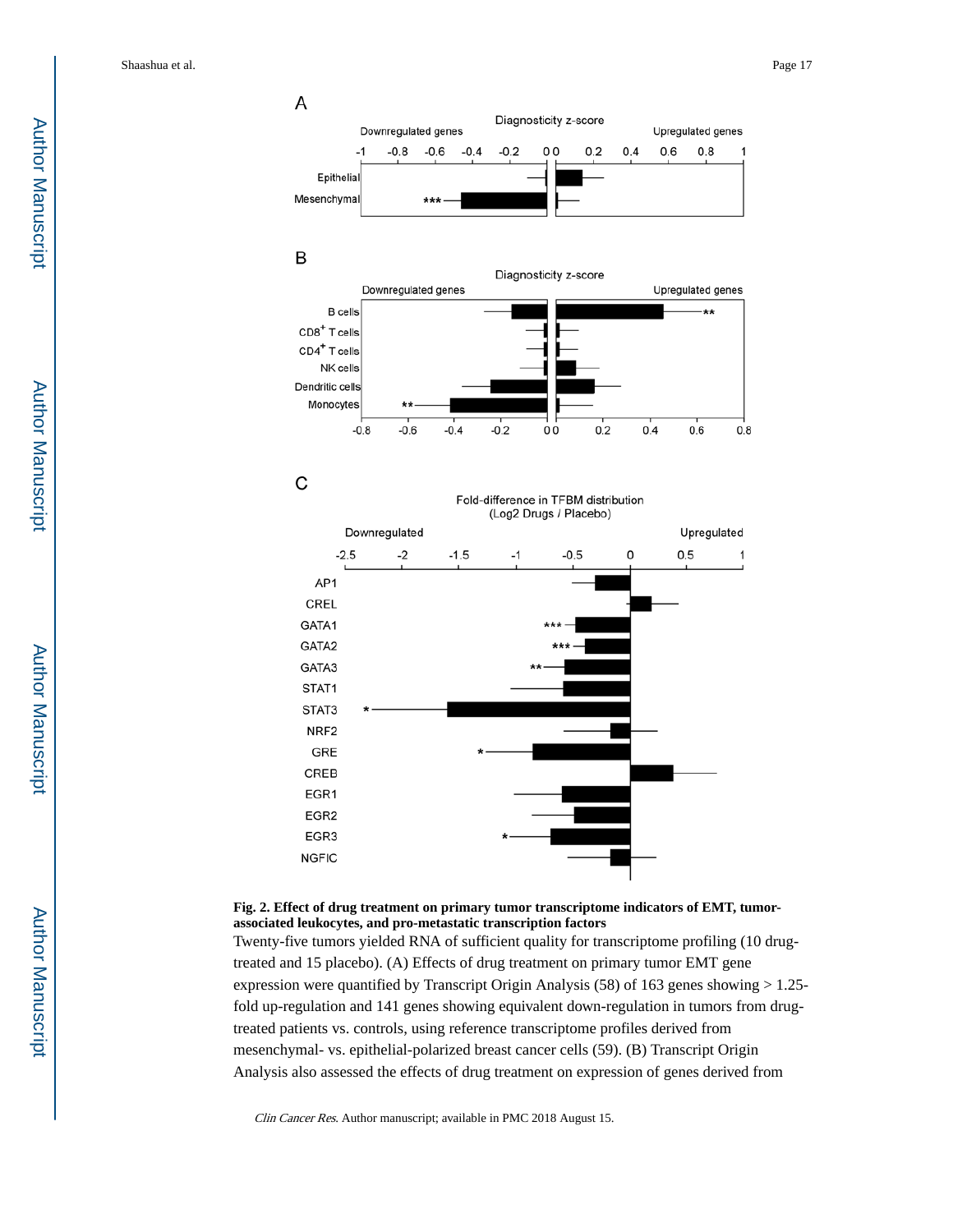**Fig. 2. Effect of drug treatment on primary tumor transcriptome indicators of EMT, tumor-associated leukocytes, and pro-metastatic transcription factors**

Twenty-five tumors yielded RNA of sufficient quality for transcriptome profiling (10 drug-treated and 15 placebo). (A) Effects of drug treatment on primary tumor EMT gene expression were quantified by Transcript Origin Analysis (58) of 163 genes showing > 1.25-fold up-regulation and 141 genes showing equivalent down-regulation in tumors from drug-treated patients vs. controls, using reference transcriptome profiles derived from mesenchymal- vs. epithelial-polarized breast cancer cells (59). (B) Transcript Origin Analysis also assessed the effects of drug treatment on expression of genes derived from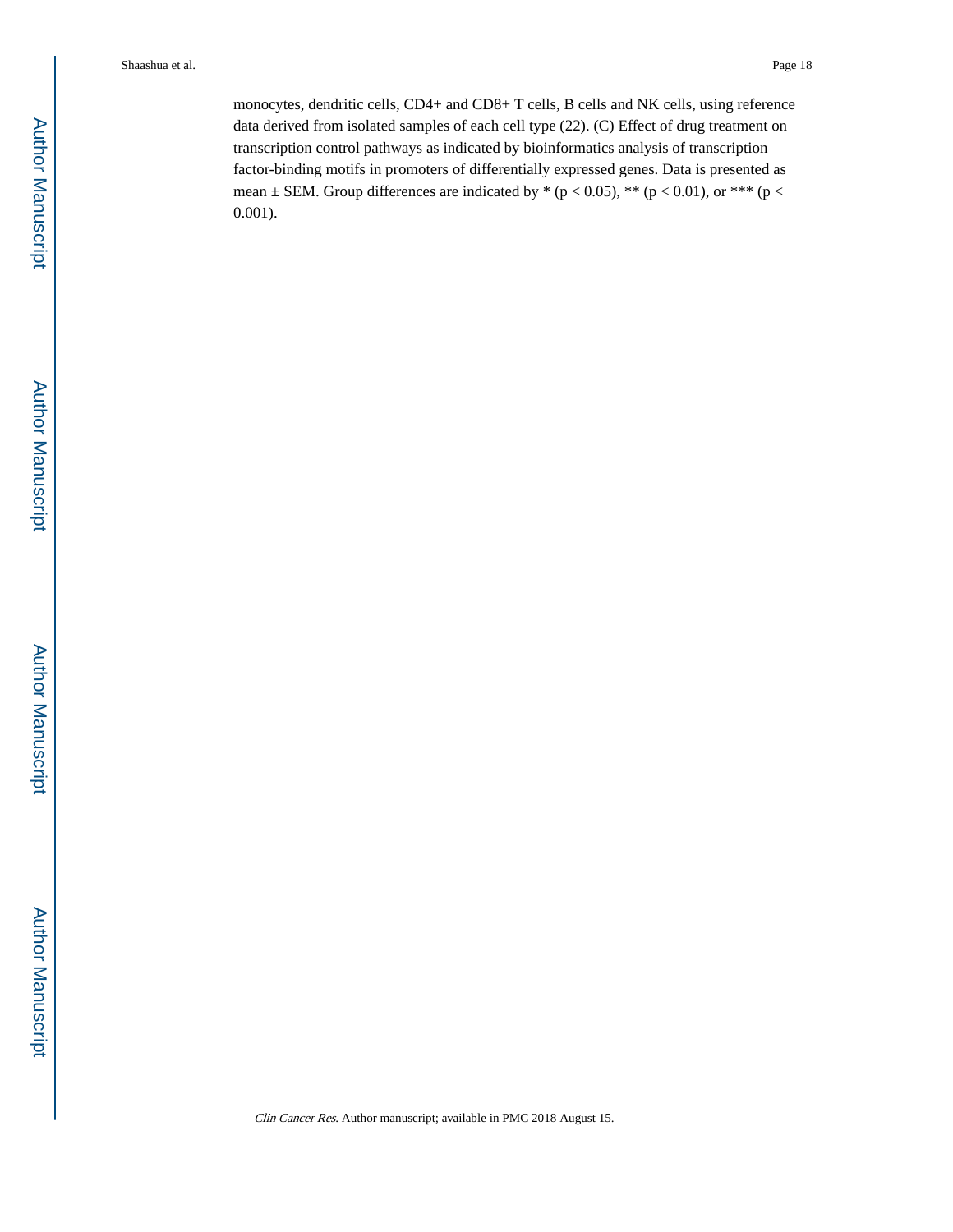monocytes, dendritic cells, CD4+ and CD8+ T cells, B cells and NK cells, using reference data derived from isolated samples of each cell type (22). (C) Effect of drug treatment on transcription control pathways as indicated by bioinformatics analysis of transcription factor-binding motifs in promoters of differentially expressed genes. Data is presented as mean ± SEM. Group differences are indicated by * ($p < 0.05$), ** ($p < 0.01$), or *** ($p < 0.001$).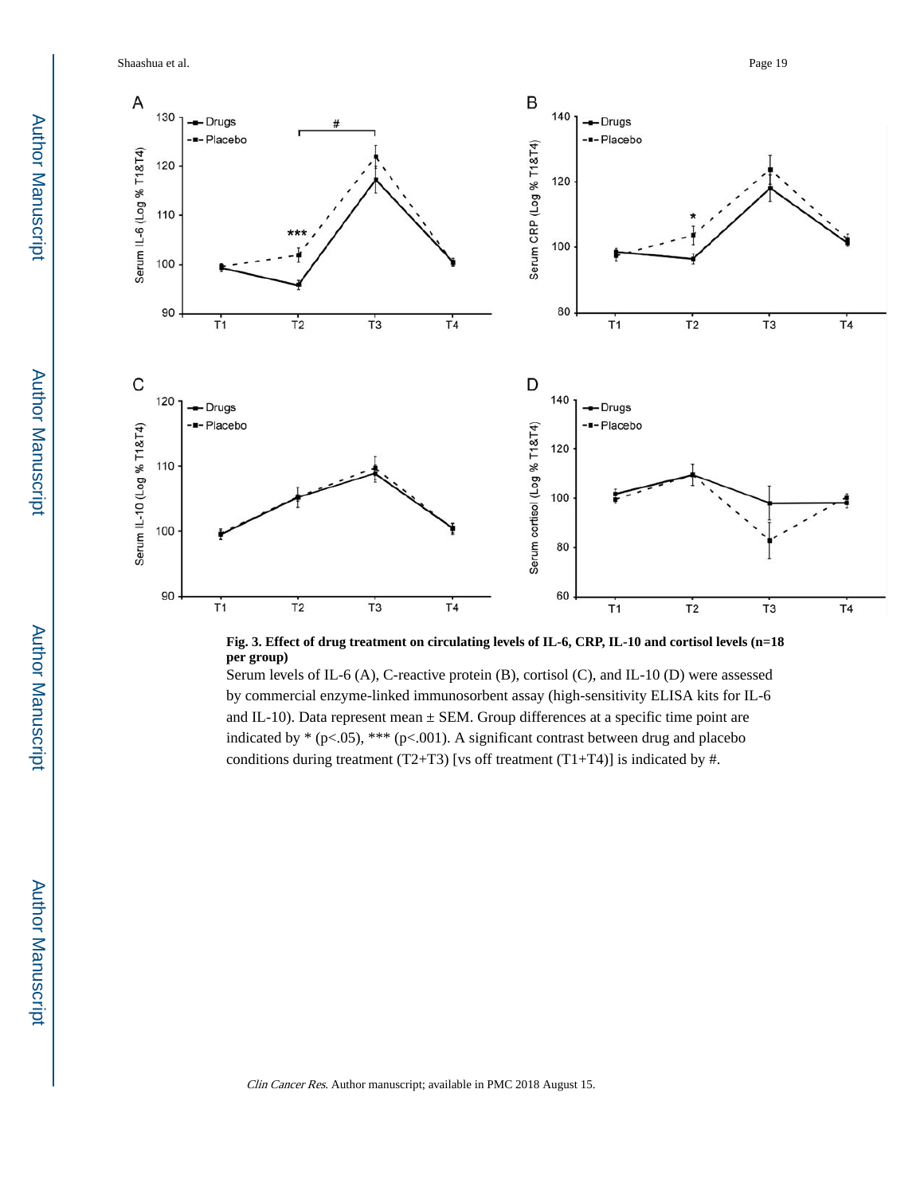**Fig. 3. Effect of drug treatment on circulating levels of IL-6, CRP, IL-10 and cortisol levels (n=18 per group)**

Serum levels of IL-6 (A), C-reactive protein (B), cortisol (C), and IL-10 (D) were assessed by commercial enzyme-linked immunosorbent assay (high-sensitivity ELISA kits for IL-6 and IL-10). Data represent mean ± SEM. Group differences at a specific time point are indicated by * (p<.05), *** (p<.001). A significant contrast between drug and placebo conditions during treatment (T2+T3) [vs off treatment (T1+T4)] is indicated by #.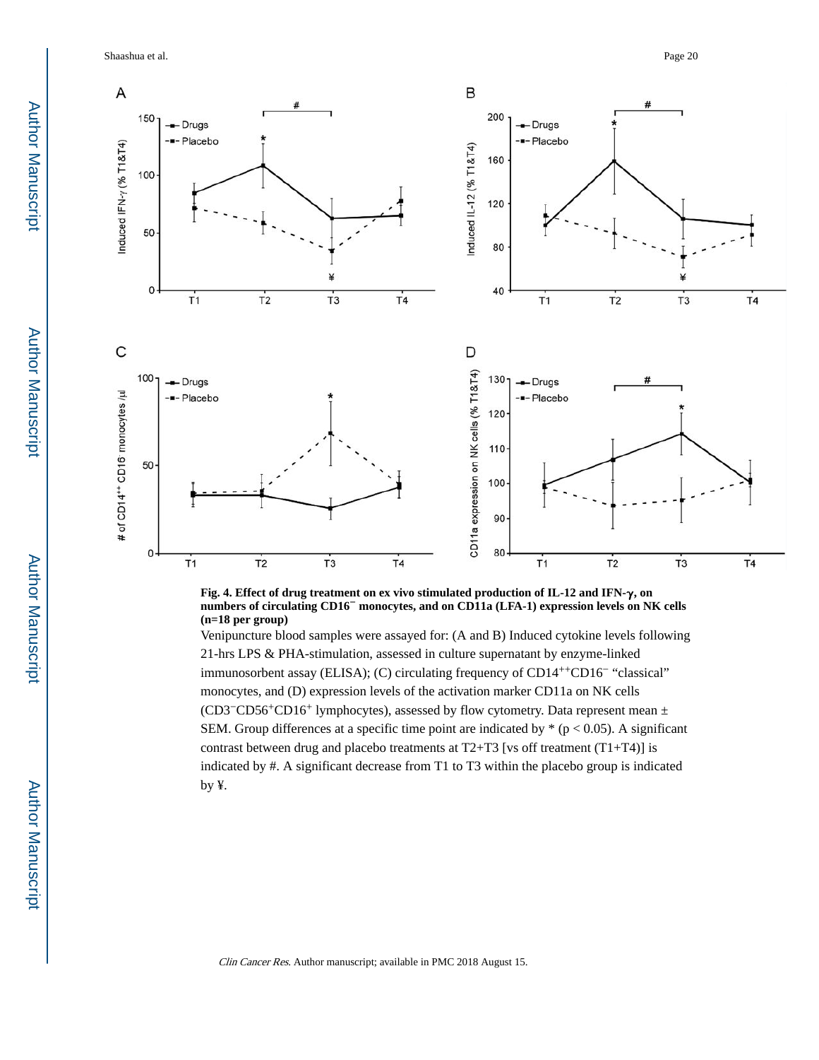**Fig. 4. Effect of drug treatment on ex vivo stimulated production of IL-12 and IFN-γ, on numbers of circulating CD16⁻ monocytes, and on CD11a (LFA-1) expression levels on NK cells (n=18 per group)**

Venipuncture blood samples were assayed for: (A and B) Induced cytokine levels following 21-hrs LPS & PHA-stimulation, assessed in culture supernatant by enzyme-linked immunosorbent assay (ELISA); (C) circulating frequency of $CD14^{++}CD16^{-}$ "classical" monocytes, and (D) expression levels of the activation marker CD11a on NK cells ($CD3^{-}CD56^{+}CD16^{+}$ lymphocytes), assessed by flow cytometry. Data represent mean ± SEM. Group differences at a specific time point are indicated by * ($p < 0.05$). A significant contrast between drug and placebo treatments at T2+T3 [vs off treatment (T1+T4)] is indicated by #. A significant decrease from T1 to T3 within the placebo group is indicated by ¥.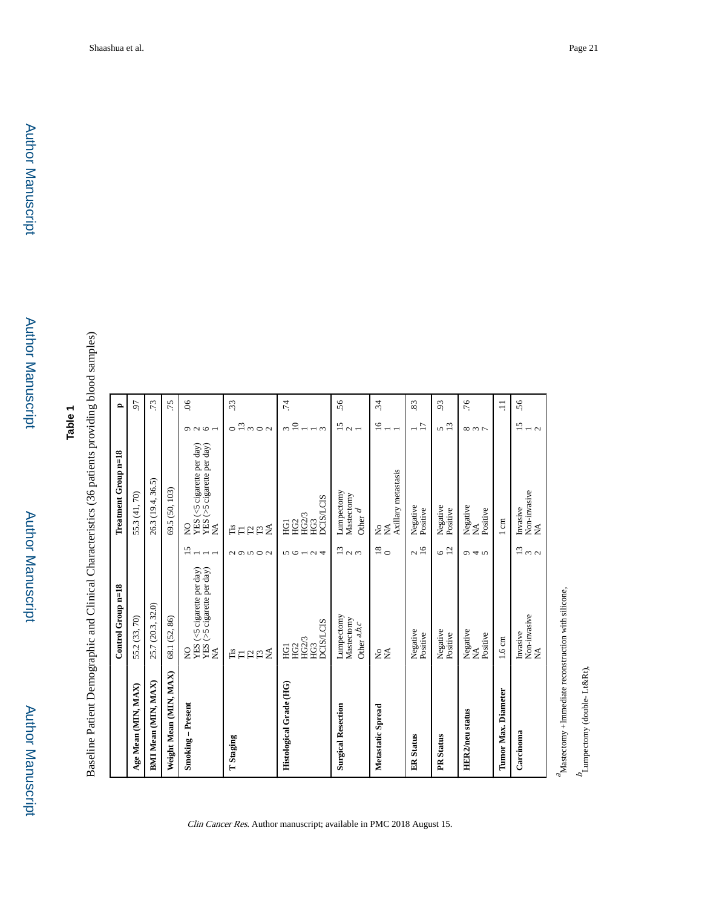## Table 1

Baseline Patient Demographic and Clinical Characteristics (36 patients providing blood samples)

| | Control Group n=18 | | Treatment Group n=18 | | p |
|---|---|---|---|---|---|
| **Age Mean (MIN, MAX)** | 55.2 (33, 70) | | 55.3 (41, 70) | | .97 |
| **BMI Mean (MIN, MAX)** | 25.7 (20.3, 32.0) | | 26.3 (19.4, 36.5) | | .73 |
| **Weight Mean (MIN, MAX)** | 68.1 (52, 86) | | 69.5 (50, 103) | | .75 |
| **Smoking – Present** | NO<br>YES (<5 cigarette per day)<br>YES (>5 cigarette per day)<br>NA | 15<br>1<br>1<br>1 | NO<br>YES (<5 cigarette per day)<br>YES (>5 cigarette per day)<br>NA | 9<br>2<br>6<br>1 | .06 |
| **T Staging** | Tis<br>T1<br>T2<br>T3<br>NA | 2<br>9<br>5<br>0<br>2 | Tis<br>T1<br>T2<br>T3<br>NA | 0<br>13<br>3<br>0<br>2 | .33 |
| **Histological Grade (HG)** | HG1<br>HG2<br>HG2/3<br>HG3<br>DCIS/LCIS | 5<br>6<br>1<br>2<br>4 | HG1<br>HG2<br>HG2/3<br>HG3<br>DCIS/LCIS | 3<br>10<br>1<br>1<br>3 | .74 |
| **Surgical Resection** | Lumpectomy<br>Mastectomy<br>Other [a,b,c] | 13<br>2<br>3 | Lumpectomy<br>Mastectomy<br>Other [d] | 15<br>2<br>1 | .56 |
| **Metastatic Spread** | No<br>NA | 18<br>0 | No<br>NA<br>Axillary metastasis | 16<br>1<br>1 | .34 |
| **ER Status** | Negative<br>Positive | 2<br>16 | Negative<br>Positive | 1<br>17 | .83 |
| **PR Status** | Negative<br>Positive | 6<br>12 | Negative<br>Positive | 5<br>13 | .93 |
| **HER2/neu status** | Negative<br>NA<br>Positive | 9<br>4<br>5 | Negative<br>NA<br>Positive | 8<br>3<br>7 | .76 |
| **Tumor Max. Diameter** | 1.6 cm | | 1 cm | | .11 |
| **Carcinoma** | Invasive<br>Non-invasive<br>NA | 13<br>3<br>2 | Invasive<br>Non-invasive<br>NA | 15<br>1<br>2 | .56 |

[a] Mastectomy + Immediate reconstruction with silicone,

[b] Lumpectomy (double- Lt&Rt),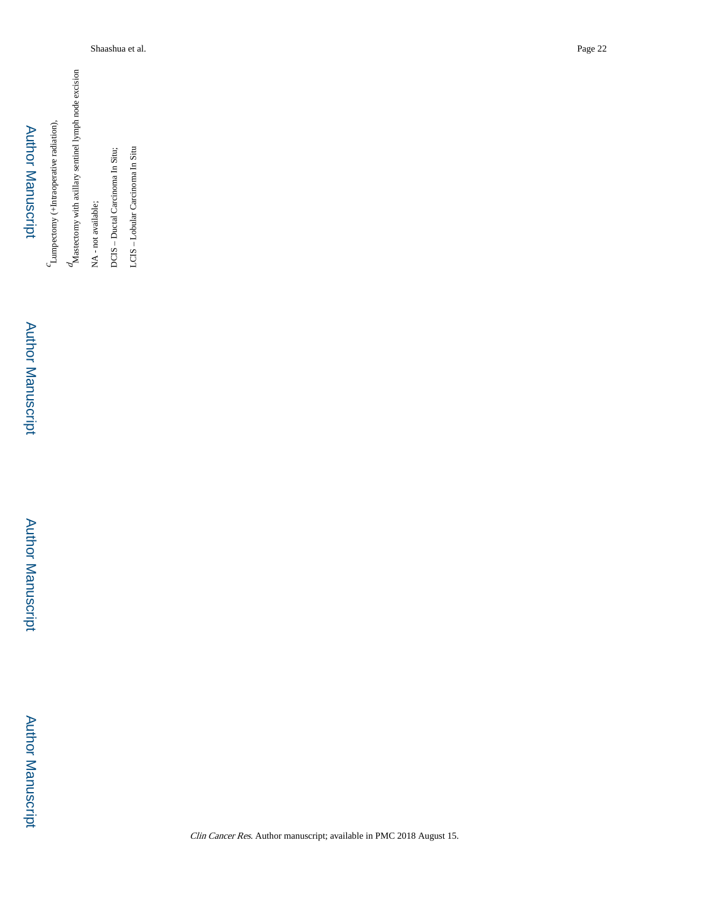[c]Lumpectomy (+Intraoperative radiation),

[d]Mastectomy with axillary sentinel lymph node excision

NA - not available;

DCIS – Ductal Carcinoma In Situ;

LCIS – Lobular Carcinoma In Situ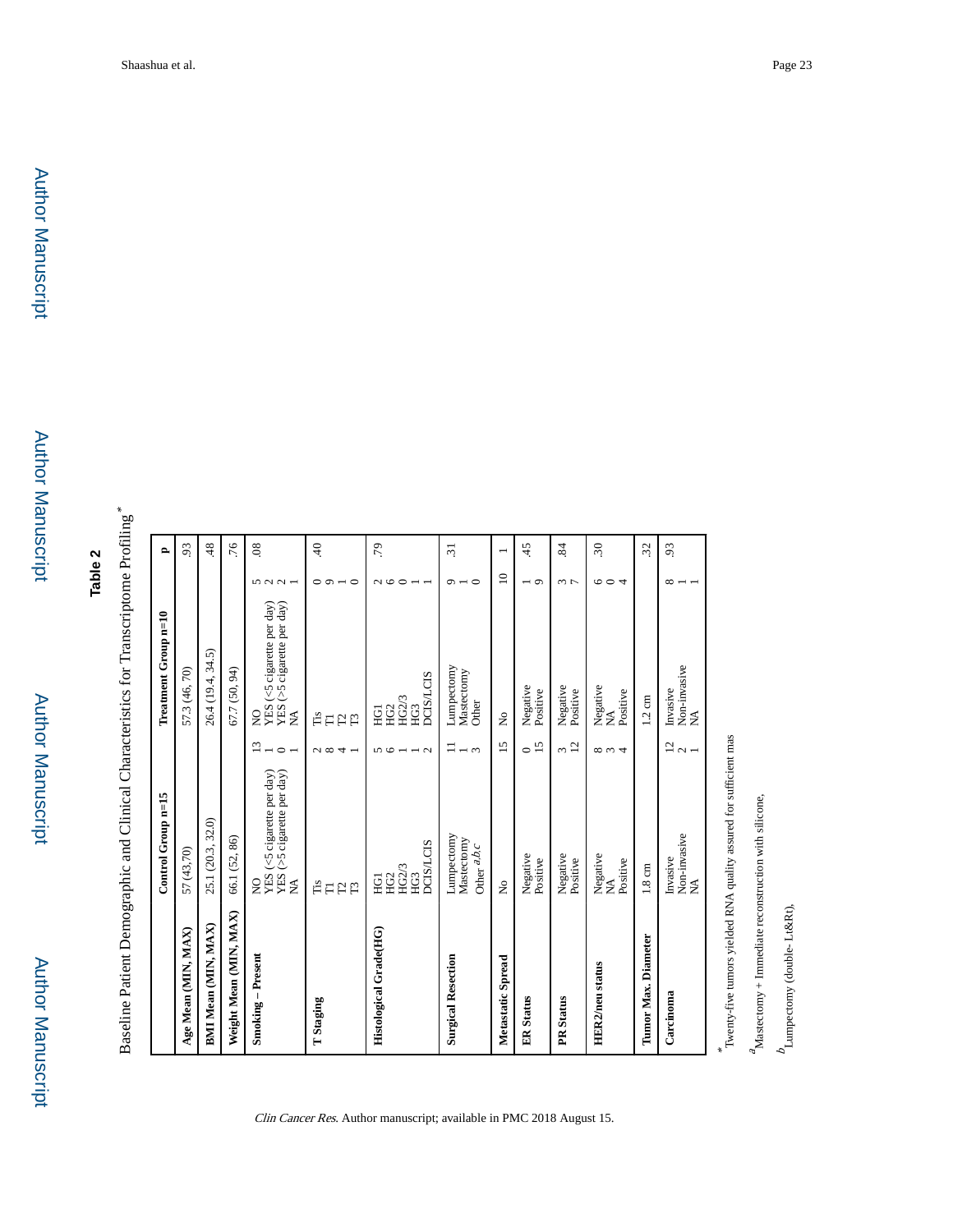# Table 2

Baseline Patient Demographic and Clinical Characteristics for Transcriptome Profiling*

| | Control Group n=15 | | Treatment Group n=10 | | p |
|---|---|---|---|---|---|
| **Age Mean (MIN, MAX)** | 57 (43,70) | | 57.3 (46, 70) | | .93 |
| **BMI Mean (MIN, MAX)** | 25.1 (20.3, 32.0) | | 26.4 (19.4, 34.5) | | .48 |
| **Weight Mean (MIN, MAX)** | 66.1 (52, 86) | | 67.7 (50, 94) | | .76 |
| **Smoking – Present** | NO | 13 | NO | 5 | .08 |
| | YES (<5 cigarette per day) | 1 | YES (<5 cigarette per day) | 2 | |
| | YES (>5 cigarette per day) | 0 | YES (>5 cigarette per day) | 2 | |
| | NA | 1 | NA | 1 | |
| **T Staging** | Tis | 2 | Tis | 0 | .40 |
| | T1 | 8 | T1 | 9 | |
| | T2 | 4 | T2 | 1 | |
| | T3 | 1 | T3 | 0 | |
| **Histological Grade(HG)** | HG1 | 5 | HG1 | 2 | .79 |
| | HG2 | 6 | HG2 | 6 | |
| | HG2/3 | 1 | HG2/3 | 0 | |
| | HG3 | 1 | HG3 | 1 | |
| | DCIS/LCIS | 2 | DCIS/LCIS | 1 | |
| **Surgical Resection** | Lumpectomy | 11 | Lumpectomy | 9 | .31 |
| | Mastectomy | 1 | Mastectomy | 1 | |
| | Other [a,b,c] | 3 | Other | 0 | |
| **Metastatic Spread** | No | 15 | No | 10 | 1 |
| **ER Status** | Negative | 0 | Negative | 1 | .45 |
| | Positive | 15 | Positive | 9 | |
| **PR Status** | Negative | 3 | Negative | 3 | .84 |
| | Positive | 12 | Positive | 7 | |
| **HER2/neu status** | Negative | 8 | Negative | 6 | .30 |
| | NA | 3 | NA | 0 | |
| | Positive | 4 | Positive | 4 | |
| **Tumor Max. Diameter** | 1.8 cm | | 1.2 cm | | .32 |
| **Carcinoma** | Invasive | 12 | Invasive | 8 | .93 |
| | Non-invasive | 2 | Non-invasive | 1 | |
| | NA | 1 | NA | 1 | |

*Twenty-five tumors yielded RNA quality assured for sufficient mas

[a]Mastectomy + Immediate reconstruction with silicone,

[b]Lumpectomy (double- Lt&Rt),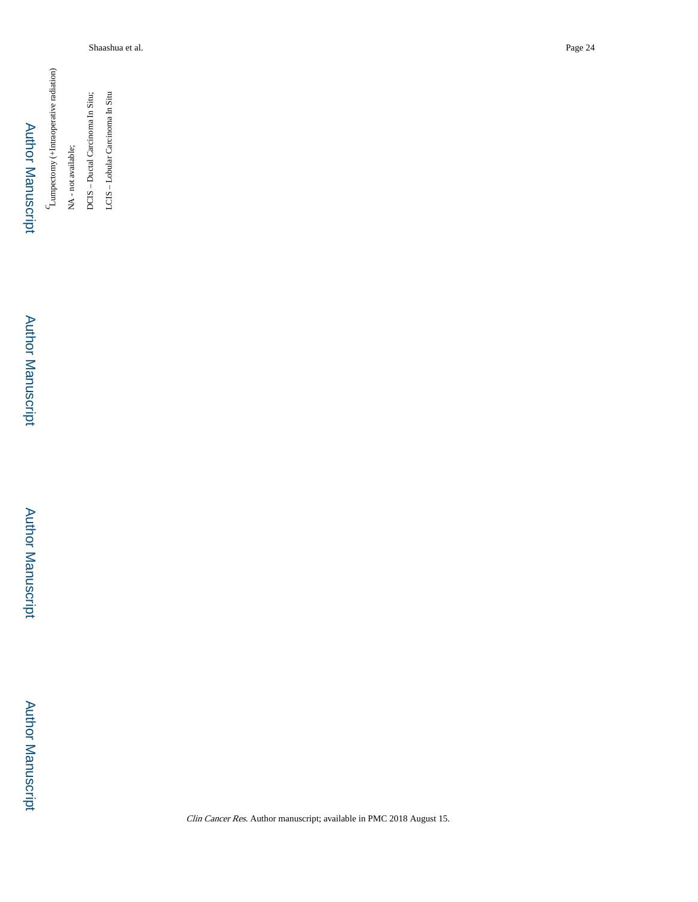[c] Lumpectomy (+Intraoperative radiation)

NA - not available;

DCIS – Ductal Carcinoma In Situ;

LCIS – Lobular Carcinoma In Situ